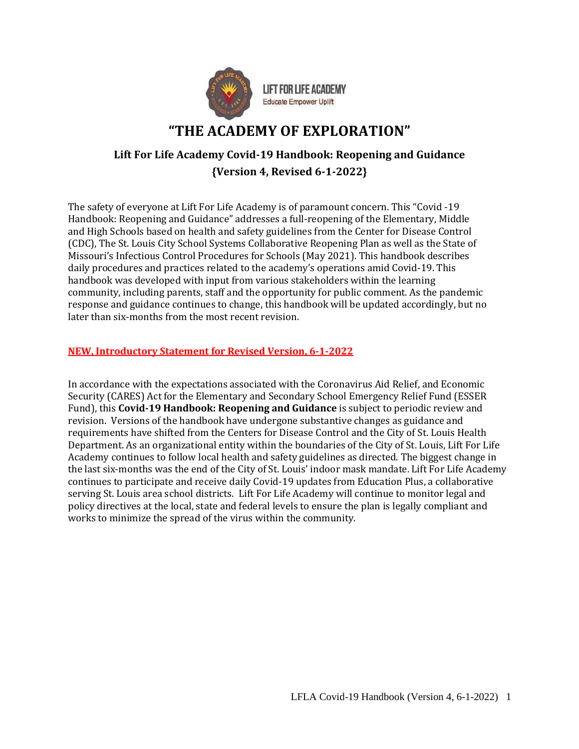LIFT FOR LIFE ACADEMY
Educate Empower Uplift

# "THE ACADEMY OF EXPLORATION"

## Lift For Life Academy Covid-19 Handbook: Reopening and Guidance
## {Version 4, Revised 6-1-2022}

The safety of everyone at Lift For Life Academy is of paramount concern. This "Covid -19 Handbook: Reopening and Guidance" addresses a full-reopening of the Elementary, Middle and High Schools based on health and safety guidelines from the Center for Disease Control (CDC), The St. Louis City School Systems Collaborative Reopening Plan as well as the State of Missouri's Infectious Control Procedures for Schools (May 2021). This handbook describes daily procedures and practices related to the academy's operations amid Covid-19. This handbook was developed with input from various stakeholders within the learning community, including parents, staff and the opportunity for public comment. As the pandemic response and guidance continues to change, this handbook will be updated accordingly, but no later than six-months from the most recent revision.

**NEW, Introductory Statement for Revised Version, 6-1-2022**

In accordance with the expectations associated with the Coronavirus Aid Relief, and Economic Security (CARES) Act for the Elementary and Secondary School Emergency Relief Fund (ESSER Fund), this **Covid-19 Handbook: Reopening and Guidance** is subject to periodic review and revision. Versions of the handbook have undergone substantive changes as guidance and requirements have shifted from the Centers for Disease Control and the City of St. Louis Health Department. As an organizational entity within the boundaries of the City of St. Louis, Lift For Life Academy continues to follow local health and safety guidelines as directed. The biggest change in the last six-months was the end of the City of St. Louis' indoor mask mandate. Lift For Life Academy continues to participate and receive daily Covid-19 updates from Education Plus, a collaborative serving St. Louis area school districts. Lift For Life Academy will continue to monitor legal and policy directives at the local, state and federal levels to ensure the plan is legally compliant and works to minimize the spread of the virus within the community.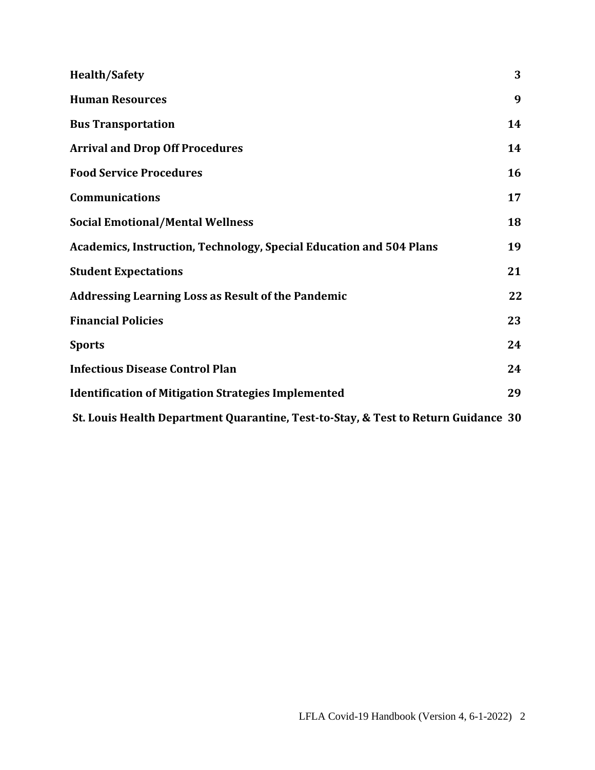| | |
|---|---|
| **Health/Safety** | **3** |
| **Human Resources** | **9** |
| **Bus Transportation** | **14** |
| **Arrival and Drop Off Procedures** | **14** |
| **Food Service Procedures** | **16** |
| **Communications** | **17** |
| **Social Emotional/Mental Wellness** | **18** |
| **Academics, Instruction, Technology, Special Education and 504 Plans** | **19** |
| **Student Expectations** | **21** |
| **Addressing Learning Loss as Result of the Pandemic** | **22** |
| **Financial Policies** | **23** |
| **Sports** | **24** |
| **Infectious Disease Control Plan** | **24** |
| **Identification of Mitigation Strategies Implemented** | **29** |
| **St. Louis Health Department Quarantine, Test-to-Stay, & Test to Return Guidance** | **30** |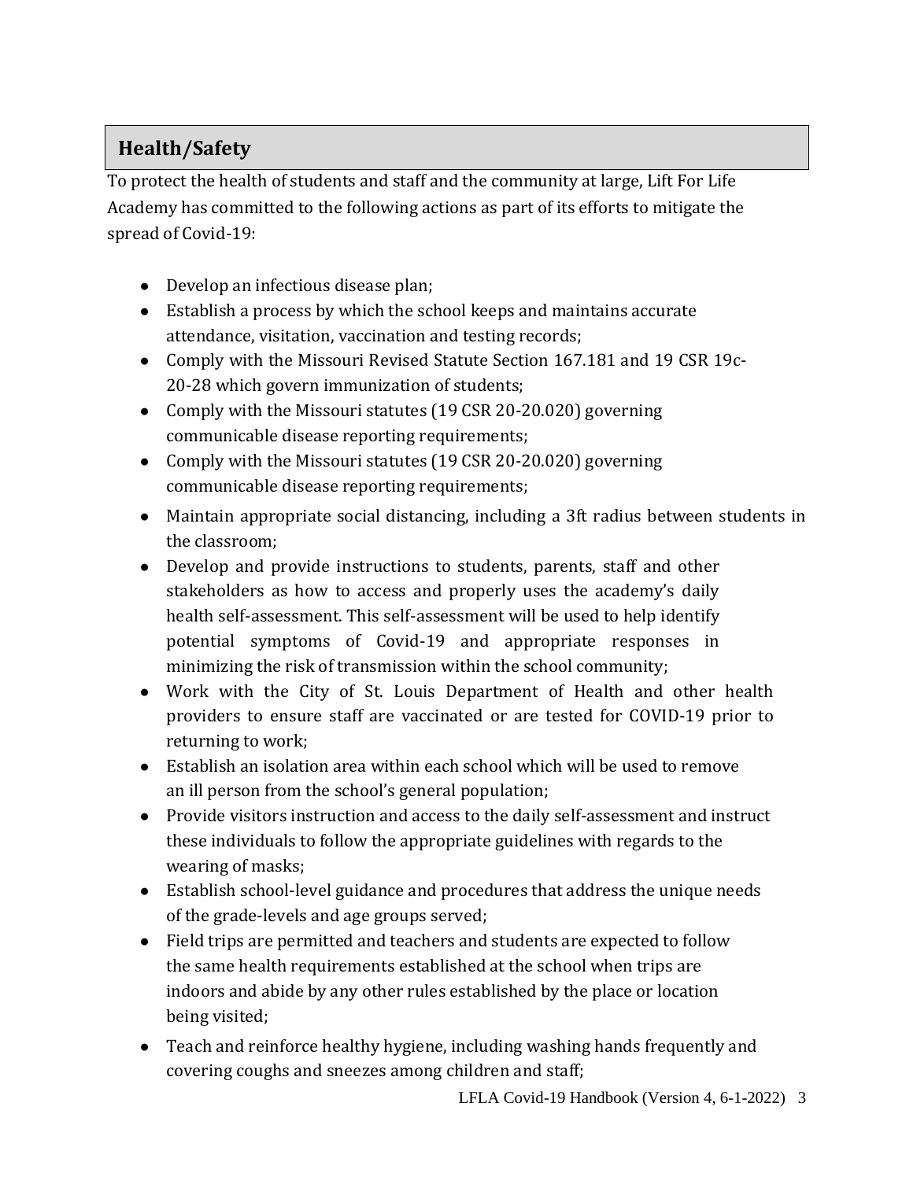## Health/Safety

To protect the health of students and staff and the community at large, Lift For Life Academy has committed to the following actions as part of its efforts to mitigate the spread of Covid-19:

- Develop an infectious disease plan;
- Establish a process by which the school keeps and maintains accurate attendance, visitation, vaccination and testing records;
- Comply with the Missouri Revised Statute Section 167.181 and 19 CSR 19c-20-28 which govern immunization of students;
- Comply with the Missouri statutes (19 CSR 20-20.020) governing communicable disease reporting requirements;
- Comply with the Missouri statutes (19 CSR 20-20.020) governing communicable disease reporting requirements;
- Maintain appropriate social distancing, including a 3ft radius between students in the classroom;
- Develop and provide instructions to students, parents, staff and other stakeholders as how to access and properly uses the academy's daily health self-assessment. This self-assessment will be used to help identify potential symptoms of Covid-19 and appropriate responses in minimizing the risk of transmission within the school community;
- Work with the City of St. Louis Department of Health and other health providers to ensure staff are vaccinated or are tested for COVID-19 prior to returning to work;
- Establish an isolation area within each school which will be used to remove an ill person from the school's general population;
- Provide visitors instruction and access to the daily self-assessment and instruct these individuals to follow the appropriate guidelines with regards to the wearing of masks;
- Establish school-level guidance and procedures that address the unique needs of the grade-levels and age groups served;
- Field trips are permitted and teachers and students are expected to follow the same health requirements established at the school when trips are indoors and abide by any other rules established by the place or location being visited;
- Teach and reinforce healthy hygiene, including washing hands frequently and covering coughs and sneezes among children and staff;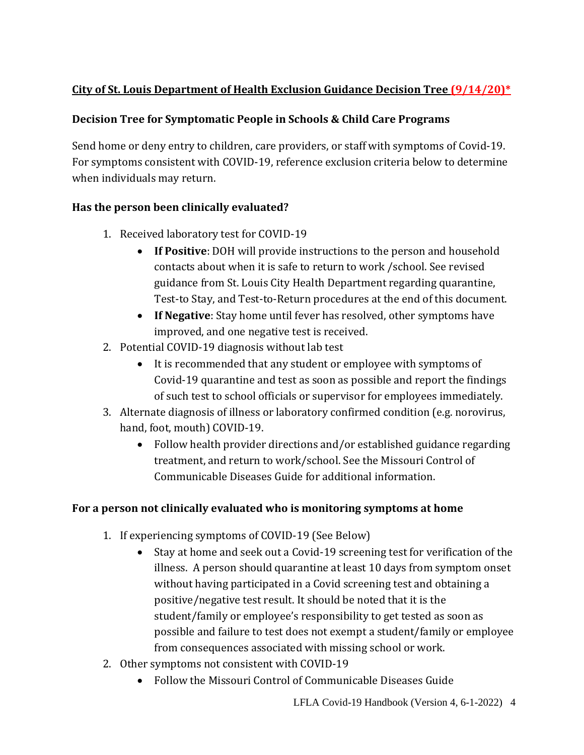**City of St. Louis Department of Health Exclusion Guidance Decision Tree (9/14/20)***

**Decision Tree for Symptomatic People in Schools & Child Care Programs**

Send home or deny entry to children, care providers, or staff with symptoms of Covid-19. For symptoms consistent with COVID-19, reference exclusion criteria below to determine when individuals may return.

**Has the person been clinically evaluated?**

1. Received laboratory test for COVID-19
   - **If Positive**: DOH will provide instructions to the person and household contacts about when it is safe to return to work /school. See revised guidance from St. Louis City Health Department regarding quarantine, Test-to Stay, and Test-to-Return procedures at the end of this document.
   - **If Negative**: Stay home until fever has resolved, other symptoms have improved, and one negative test is received.
2. Potential COVID-19 diagnosis without lab test
   - It is recommended that any student or employee with symptoms of Covid-19 quarantine and test as soon as possible and report the findings of such test to school officials or supervisor for employees immediately.
3. Alternate diagnosis of illness or laboratory confirmed condition (e.g. norovirus, hand, foot, mouth) COVID-19.
   - Follow health provider directions and/or established guidance regarding treatment, and return to work/school. See the Missouri Control of Communicable Diseases Guide for additional information.

**For a person not clinically evaluated who is monitoring symptoms at home**

1. If experiencing symptoms of COVID-19 (See Below)
   - Stay at home and seek out a Covid-19 screening test for verification of the illness. A person should quarantine at least 10 days from symptom onset without having participated in a Covid screening test and obtaining a positive/negative test result. It should be noted that it is the student/family or employee's responsibility to get tested as soon as possible and failure to test does not exempt a student/family or employee from consequences associated with missing school or work.
2. Other symptoms not consistent with COVID-19
   - Follow the Missouri Control of Communicable Diseases Guide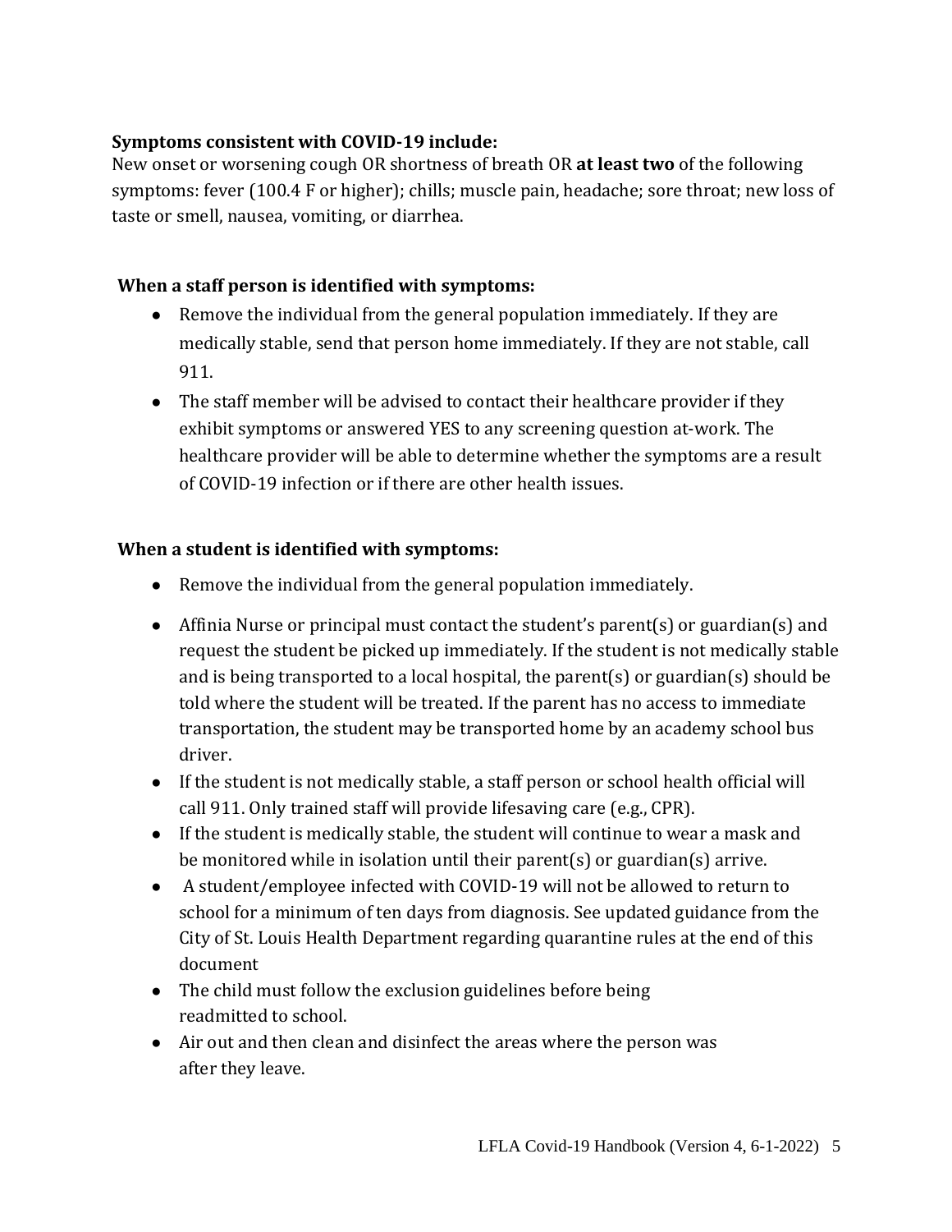**Symptoms consistent with COVID-19 include:**
New onset or worsening cough OR shortness of breath OR **at least two** of the following symptoms: fever (100.4 F or higher); chills; muscle pain, headache; sore throat; new loss of taste or smell, nausea, vomiting, or diarrhea.

**When a staff person is identified with symptoms:**

- Remove the individual from the general population immediately. If they are medically stable, send that person home immediately. If they are not stable, call 911.
- The staff member will be advised to contact their healthcare provider if they exhibit symptoms or answered YES to any screening question at-work. The healthcare provider will be able to determine whether the symptoms are a result of COVID-19 infection or if there are other health issues.

**When a student is identified with symptoms:**

- Remove the individual from the general population immediately.
- Affinia Nurse or principal must contact the student's parent(s) or guardian(s) and request the student be picked up immediately. If the student is not medically stable and is being transported to a local hospital, the parent(s) or guardian(s) should be told where the student will be treated. If the parent has no access to immediate transportation, the student may be transported home by an academy school bus driver.
- If the student is not medically stable, a staff person or school health official will call 911. Only trained staff will provide lifesaving care (e.g., CPR).
- If the student is medically stable, the student will continue to wear a mask and be monitored while in isolation until their parent(s) or guardian(s) arrive.
- A student/employee infected with COVID-19 will not be allowed to return to school for a minimum of ten days from diagnosis. See updated guidance from the City of St. Louis Health Department regarding quarantine rules at the end of this document
- The child must follow the exclusion guidelines before being readmitted to school.
- Air out and then clean and disinfect the areas where the person was after they leave.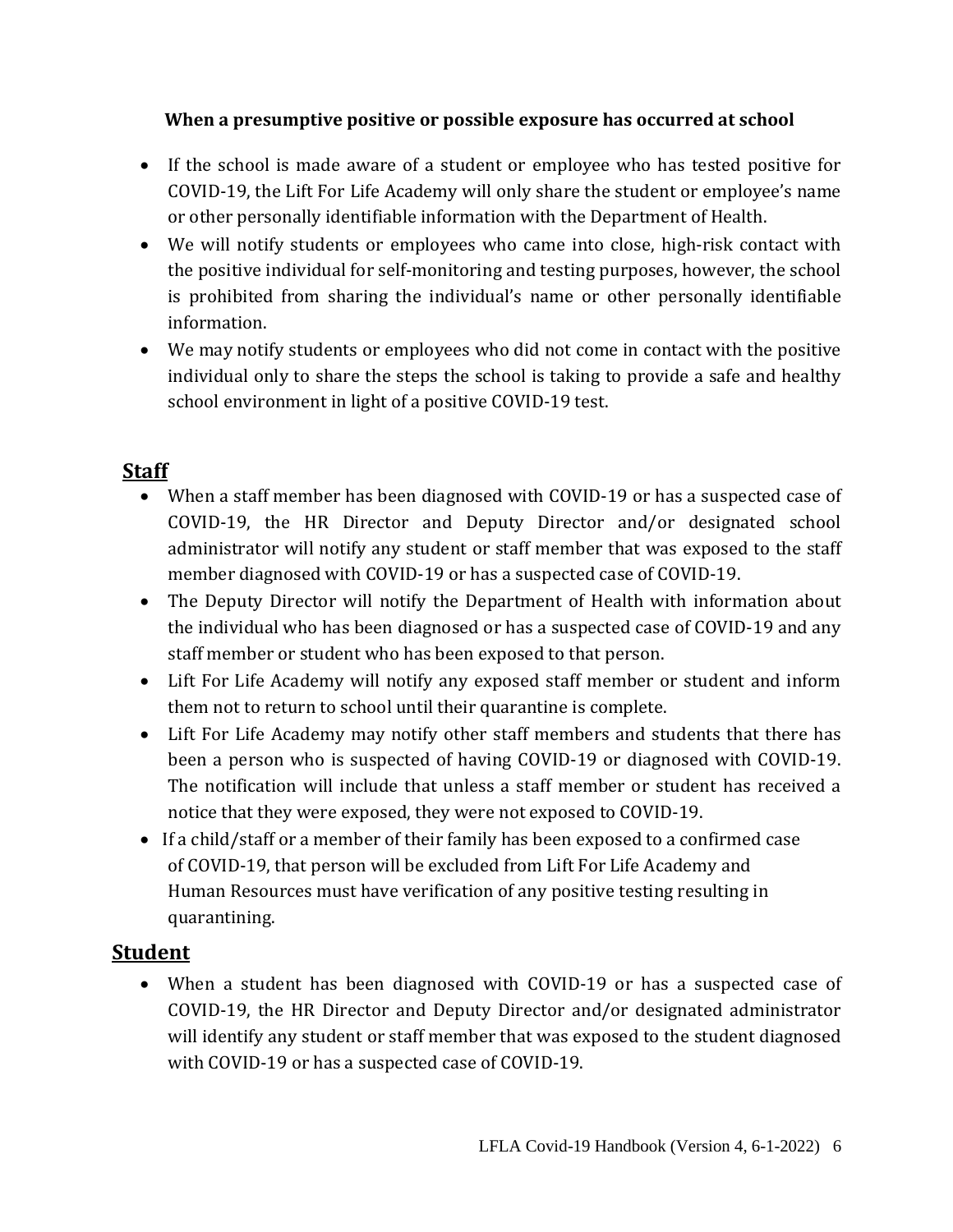**When a presumptive positive or possible exposure has occurred at school**

- If the school is made aware of a student or employee who has tested positive for COVID-19, the Lift For Life Academy will only share the student or employee's name or other personally identifiable information with the Department of Health.
- We will notify students or employees who came into close, high-risk contact with the positive individual for self-monitoring and testing purposes, however, the school is prohibited from sharing the individual's name or other personally identifiable information.
- We may notify students or employees who did not come in contact with the positive individual only to share the steps the school is taking to provide a safe and healthy school environment in light of a positive COVID-19 test.

## Staff

- When a staff member has been diagnosed with COVID-19 or has a suspected case of COVID-19, the HR Director and Deputy Director and/or designated school administrator will notify any student or staff member that was exposed to the staff member diagnosed with COVID-19 or has a suspected case of COVID-19.
- The Deputy Director will notify the Department of Health with information about the individual who has been diagnosed or has a suspected case of COVID-19 and any staff member or student who has been exposed to that person.
- Lift For Life Academy will notify any exposed staff member or student and inform them not to return to school until their quarantine is complete.
- Lift For Life Academy may notify other staff members and students that there has been a person who is suspected of having COVID-19 or diagnosed with COVID-19. The notification will include that unless a staff member or student has received a notice that they were exposed, they were not exposed to COVID-19.
- If a child/staff or a member of their family has been exposed to a confirmed case of COVID-19, that person will be excluded from Lift For Life Academy and Human Resources must have verification of any positive testing resulting in quarantining.

## Student

- When a student has been diagnosed with COVID-19 or has a suspected case of COVID-19, the HR Director and Deputy Director and/or designated administrator will identify any student or staff member that was exposed to the student diagnosed with COVID-19 or has a suspected case of COVID-19.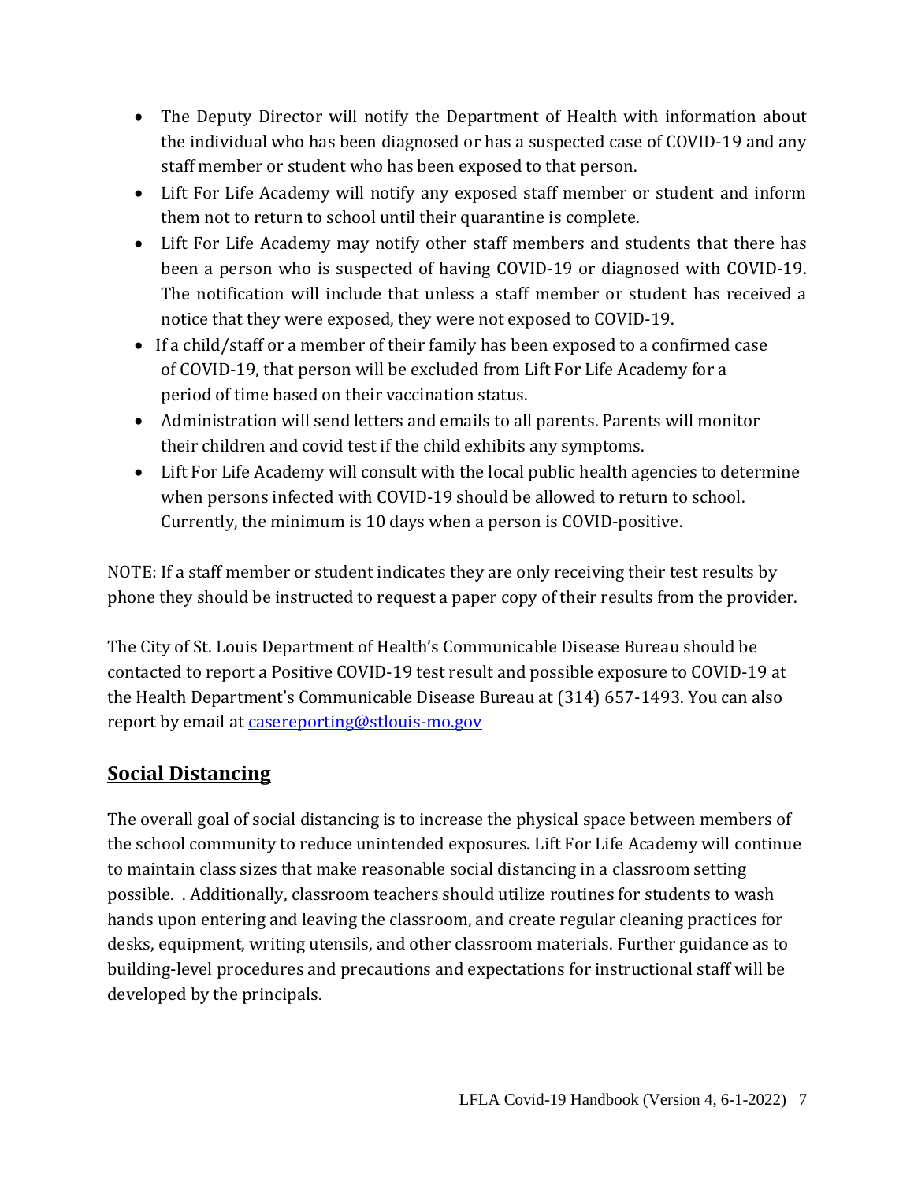- The Deputy Director will notify the Department of Health with information about the individual who has been diagnosed or has a suspected case of COVID-19 and any staff member or student who has been exposed to that person.
- Lift For Life Academy will notify any exposed staff member or student and inform them not to return to school until their quarantine is complete.
- Lift For Life Academy may notify other staff members and students that there has been a person who is suspected of having COVID-19 or diagnosed with COVID-19. The notification will include that unless a staff member or student has received a notice that they were exposed, they were not exposed to COVID-19.
- If a child/staff or a member of their family has been exposed to a confirmed case of COVID-19, that person will be excluded from Lift For Life Academy for a period of time based on their vaccination status.
- Administration will send letters and emails to all parents. Parents will monitor their children and covid test if the child exhibits any symptoms.
- Lift For Life Academy will consult with the local public health agencies to determine when persons infected with COVID-19 should be allowed to return to school. Currently, the minimum is 10 days when a person is COVID-positive.

NOTE: If a staff member or student indicates they are only receiving their test results by phone they should be instructed to request a paper copy of their results from the provider.

The City of St. Louis Department of Health's Communicable Disease Bureau should be contacted to report a Positive COVID-19 test result and possible exposure to COVID-19 at the Health Department's Communicable Disease Bureau at (314) 657-1493. You can also report by email at casereporting@stlouis-mo.gov

## Social Distancing

The overall goal of social distancing is to increase the physical space between members of the school community to reduce unintended exposures. Lift For Life Academy will continue to maintain class sizes that make reasonable social distancing in a classroom setting possible. . Additionally, classroom teachers should utilize routines for students to wash hands upon entering and leaving the classroom, and create regular cleaning practices for desks, equipment, writing utensils, and other classroom materials. Further guidance as to building-level procedures and precautions and expectations for instructional staff will be developed by the principals.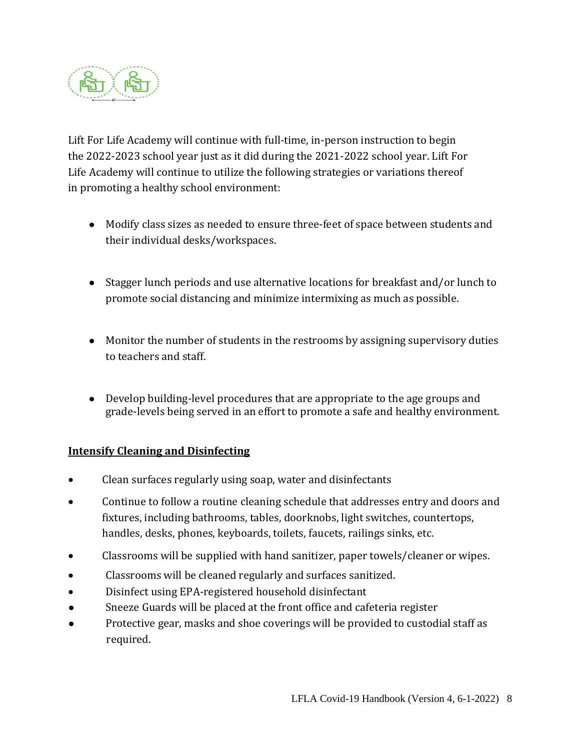Lift For Life Academy will continue with full-time, in-person instruction to begin the 2022-2023 school year just as it did during the 2021-2022 school year. Lift For Life Academy will continue to utilize the following strategies or variations thereof in promoting a healthy school environment:

- Modify class sizes as needed to ensure three-feet of space between students and their individual desks/workspaces.
- Stagger lunch periods and use alternative locations for breakfast and/or lunch to promote social distancing and minimize intermixing as much as possible.
- Monitor the number of students in the restrooms by assigning supervisory duties to teachers and staff.
- Develop building-level procedures that are appropriate to the age groups and grade-levels being served in an effort to promote a safe and healthy environment.

**Intensify Cleaning and Disinfecting**

- Clean surfaces regularly using soap, water and disinfectants
- Continue to follow a routine cleaning schedule that addresses entry and doors and fixtures, including bathrooms, tables, doorknobs, light switches, countertops, handles, desks, phones, keyboards, toilets, faucets, railings sinks, etc.
- Classrooms will be supplied with hand sanitizer, paper towels/cleaner or wipes.
- Classrooms will be cleaned regularly and surfaces sanitized.
- Disinfect using EPA-registered household disinfectant
- Sneeze Guards will be placed at the front office and cafeteria register
- Protective gear, masks and shoe coverings will be provided to custodial staff as required.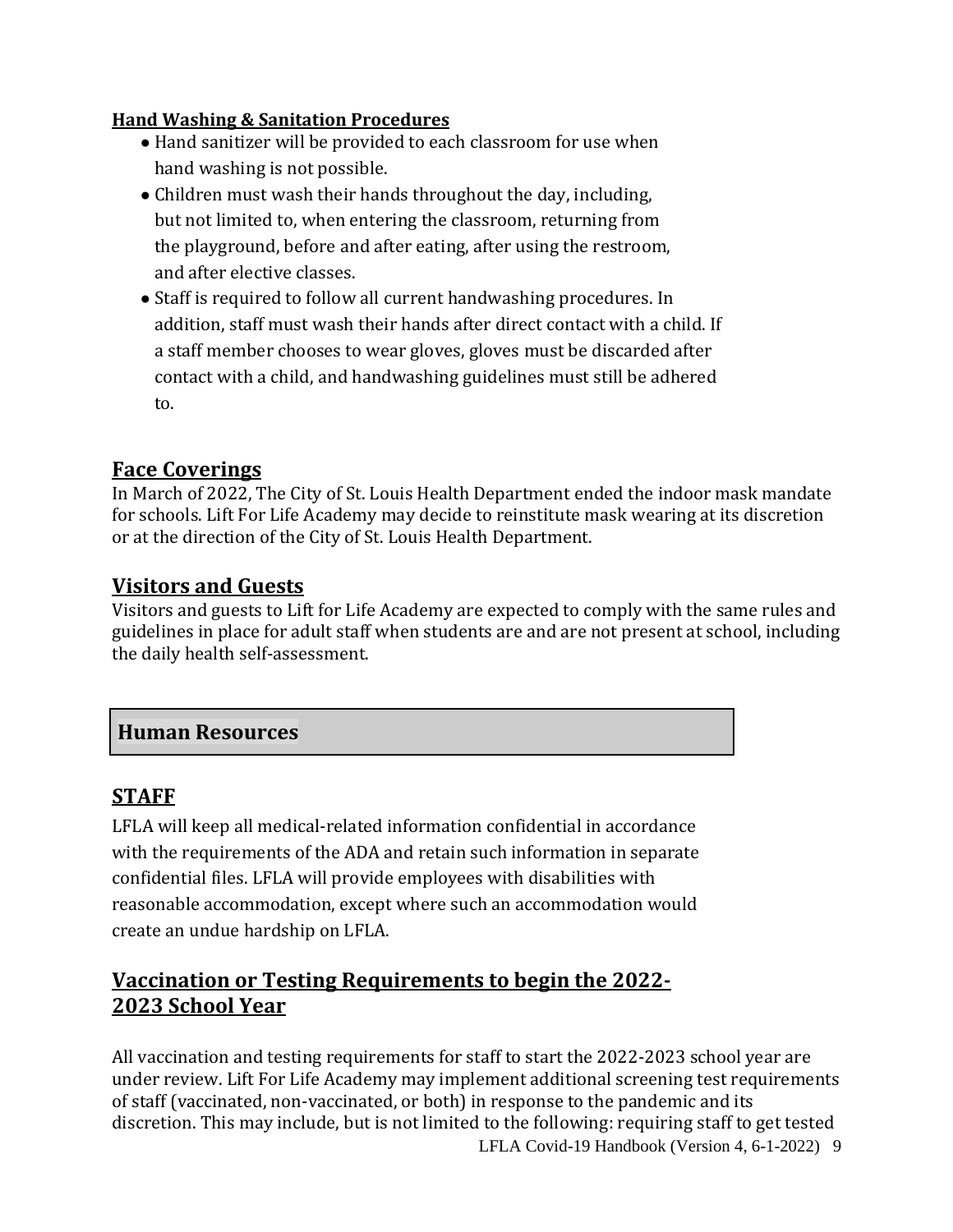**Hand Washing & Sanitation Procedures**

- Hand sanitizer will be provided to each classroom for use when hand washing is not possible.
- Children must wash their hands throughout the day, including, but not limited to, when entering the classroom, returning from the playground, before and after eating, after using the restroom, and after elective classes.
- Staff is required to follow all current handwashing procedures. In addition, staff must wash their hands after direct contact with a child. If a staff member chooses to wear gloves, gloves must be discarded after contact with a child, and handwashing guidelines must still be adhered to.

## Face Coverings

In March of 2022, The City of St. Louis Health Department ended the indoor mask mandate for schools. Lift For Life Academy may decide to reinstitute mask wearing at its discretion or at the direction of the City of St. Louis Health Department.

## Visitors and Guests

Visitors and guests to Lift for Life Academy are expected to comply with the same rules and guidelines in place for adult staff when students are and are not present at school, including the daily health self-assessment.

# Human Resources

## STAFF

LFLA will keep all medical-related information confidential in accordance with the requirements of the ADA and retain such information in separate confidential files. LFLA will provide employees with disabilities with reasonable accommodation, except where such an accommodation would create an undue hardship on LFLA.

## Vaccination or Testing Requirements to begin the 2022-2023 School Year

All vaccination and testing requirements for staff to start the 2022-2023 school year are under review. Lift For Life Academy may implement additional screening test requirements of staff (vaccinated, non-vaccinated, or both) in response to the pandemic and its discretion. This may include, but is not limited to the following: requiring staff to get tested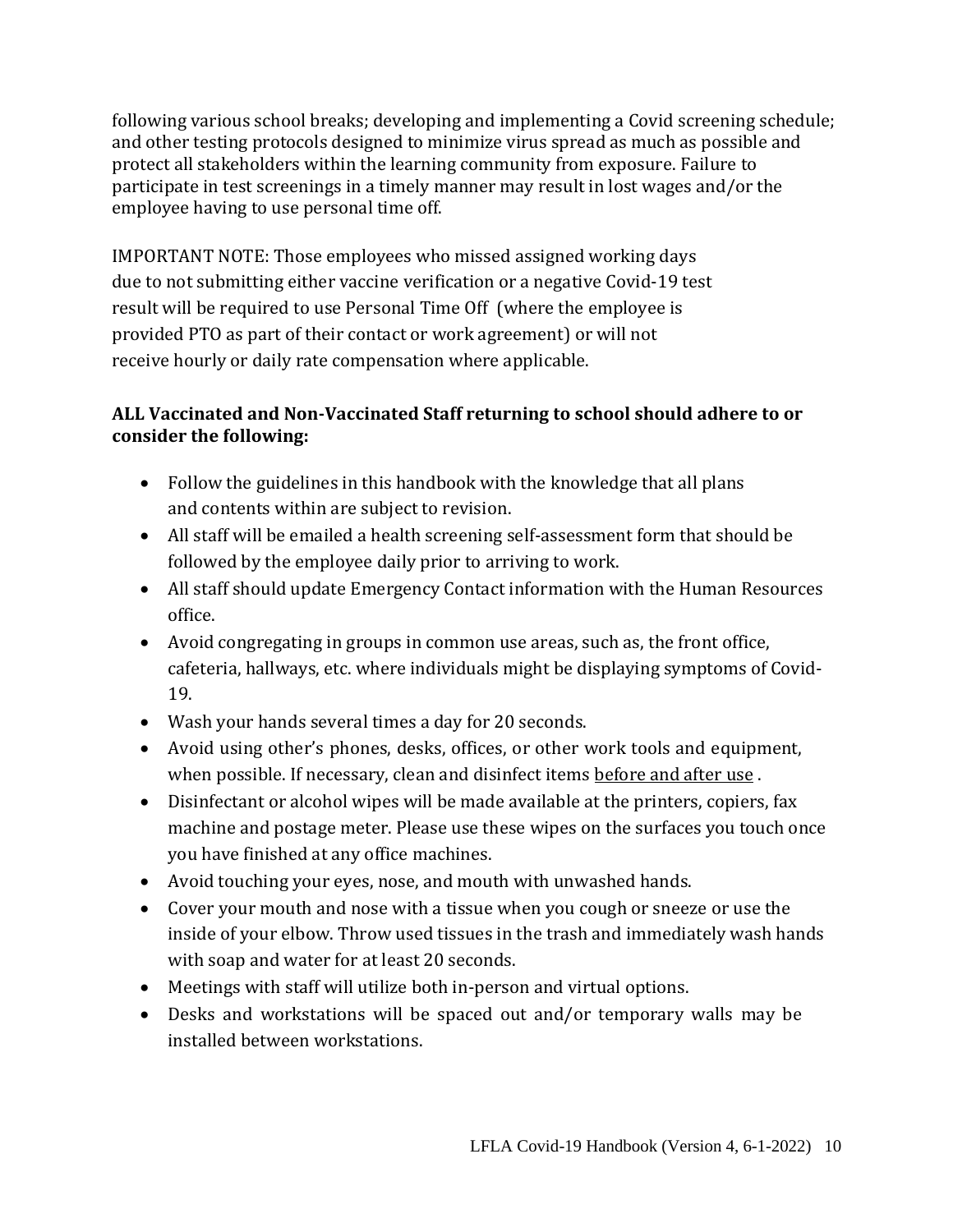following various school breaks; developing and implementing a Covid screening schedule; and other testing protocols designed to minimize virus spread as much as possible and protect all stakeholders within the learning community from exposure. Failure to participate in test screenings in a timely manner may result in lost wages and/or the employee having to use personal time off.

IMPORTANT NOTE: Those employees who missed assigned working days due to not submitting either vaccine verification or a negative Covid-19 test result will be required to use Personal Time Off (where the employee is provided PTO as part of their contact or work agreement) or will not receive hourly or daily rate compensation where applicable.

**ALL Vaccinated and Non-Vaccinated Staff returning to school should adhere to or consider the following:**

- Follow the guidelines in this handbook with the knowledge that all plans and contents within are subject to revision.
- All staff will be emailed a health screening self-assessment form that should be followed by the employee daily prior to arriving to work.
- All staff should update Emergency Contact information with the Human Resources office.
- Avoid congregating in groups in common use areas, such as, the front office, cafeteria, hallways, etc. where individuals might be displaying symptoms of Covid-19.
- Wash your hands several times a day for 20 seconds.
- Avoid using other's phones, desks, offices, or other work tools and equipment, when possible. If necessary, clean and disinfect items before and after use .
- Disinfectant or alcohol wipes will be made available at the printers, copiers, fax machine and postage meter. Please use these wipes on the surfaces you touch once you have finished at any office machines.
- Avoid touching your eyes, nose, and mouth with unwashed hands.
- Cover your mouth and nose with a tissue when you cough or sneeze or use the inside of your elbow. Throw used tissues in the trash and immediately wash hands with soap and water for at least 20 seconds.
- Meetings with staff will utilize both in-person and virtual options.
- Desks and workstations will be spaced out and/or temporary walls may be installed between workstations.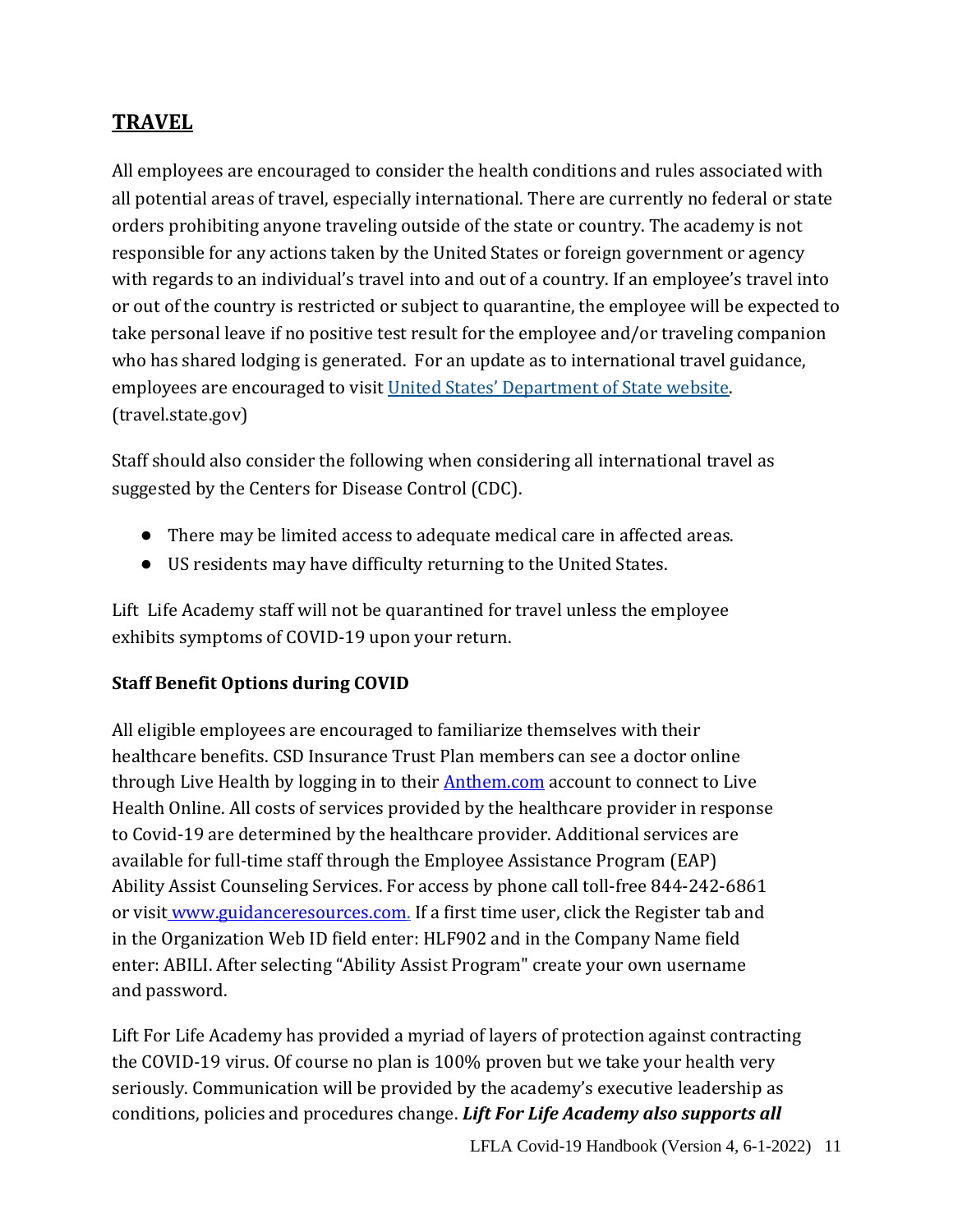## TRAVEL

All employees are encouraged to consider the health conditions and rules associated with all potential areas of travel, especially international. There are currently no federal or state orders prohibiting anyone traveling outside of the state or country. The academy is not responsible for any actions taken by the United States or foreign government or agency with regards to an individual's travel into and out of a country. If an employee's travel into or out of the country is restricted or subject to quarantine, the employee will be expected to take personal leave if no positive test result for the employee and/or traveling companion who has shared lodging is generated. For an update as to international travel guidance, employees are encouraged to visit [United States' Department of State website](travel.state.gov). (travel.state.gov)

Staff should also consider the following when considering all international travel as suggested by the Centers for Disease Control (CDC).

- There may be limited access to adequate medical care in affected areas.
- US residents may have difficulty returning to the United States.

Lift Life Academy staff will not be quarantined for travel unless the employee exhibits symptoms of COVID-19 upon your return.

**Staff Benefit Options during COVID**

All eligible employees are encouraged to familiarize themselves with their healthcare benefits. CSD Insurance Trust Plan members can see a doctor online through Live Health by logging in to their [Anthem.com](Anthem.com) account to connect to Live Health Online. All costs of services provided by the healthcare provider in response to Covid-19 are determined by the healthcare provider. Additional services are available for full-time staff through the Employee Assistance Program (EAP) Ability Assist Counseling Services. For access by phone call toll-free 844-242-6861 or visit [www.guidanceresources.com.](www.guidanceresources.com) If a first time user, click the Register tab and in the Organization Web ID field enter: HLF902 and in the Company Name field enter: ABILI. After selecting "Ability Assist Program" create your own username and password.

Lift For Life Academy has provided a myriad of layers of protection against contracting the COVID-19 virus. Of course no plan is 100% proven but we take your health very seriously. Communication will be provided by the academy's executive leadership as conditions, policies and procedures change. ***Lift For Life Academy also supports all***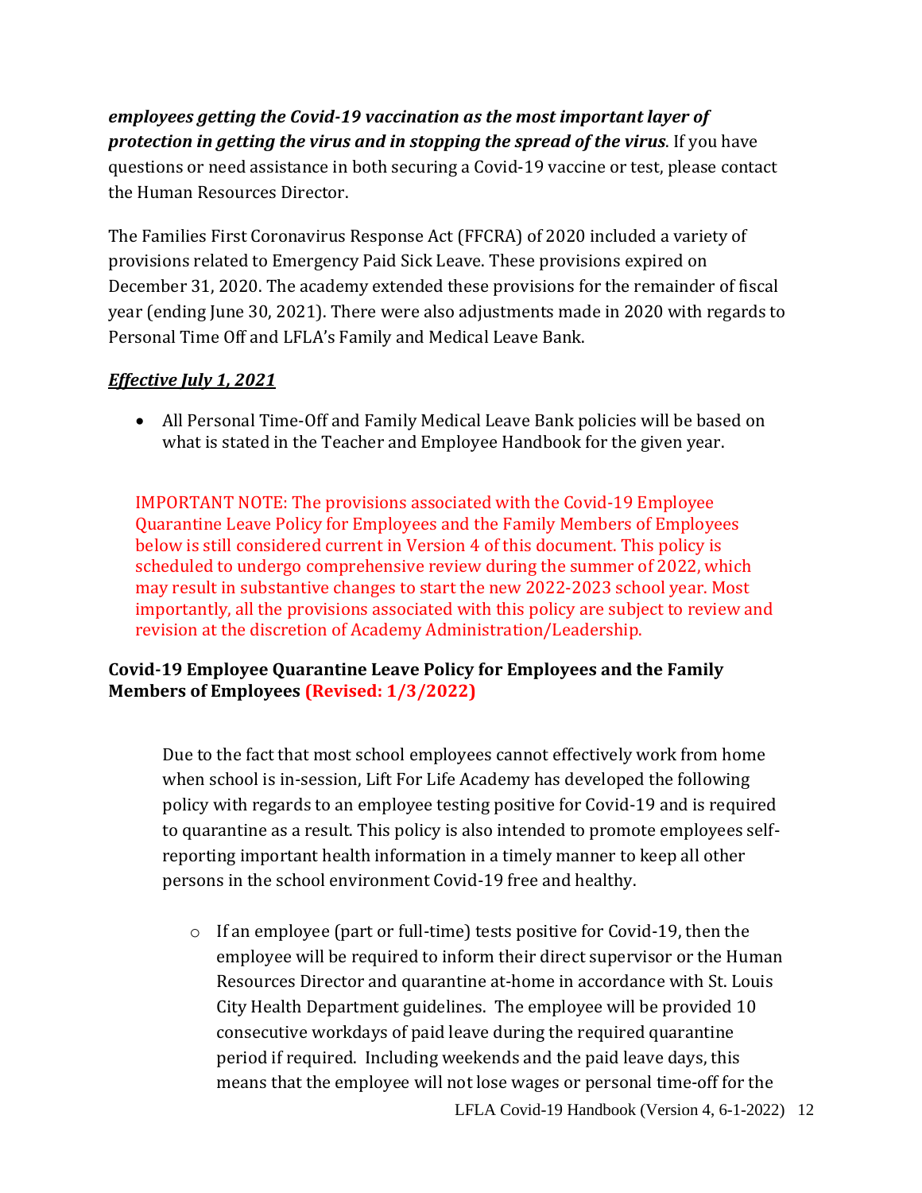***employees getting the Covid-19 vaccination as the most important layer of protection in getting the virus and in stopping the spread of the virus***. If you have questions or need assistance in both securing a Covid-19 vaccine or test, please contact the Human Resources Director.

The Families First Coronavirus Response Act (FFCRA) of 2020 included a variety of provisions related to Emergency Paid Sick Leave. These provisions expired on December 31, 2020. The academy extended these provisions for the remainder of fiscal year (ending June 30, 2021). There were also adjustments made in 2020 with regards to Personal Time Off and LFLA's Family and Medical Leave Bank.

***Effective July 1, 2021***

- All Personal Time-Off and Family Medical Leave Bank policies will be based on what is stated in the Teacher and Employee Handbook for the given year.

IMPORTANT NOTE: The provisions associated with the Covid-19 Employee Quarantine Leave Policy for Employees and the Family Members of Employees below is still considered current in Version 4 of this document. This policy is scheduled to undergo comprehensive review during the summer of 2022, which may result in substantive changes to start the new 2022-2023 school year. Most importantly, all the provisions associated with this policy are subject to review and revision at the discretion of Academy Administration/Leadership.

**Covid-19 Employee Quarantine Leave Policy for Employees and the Family Members of Employees (Revised: 1/3/2022)**

Due to the fact that most school employees cannot effectively work from home when school is in-session, Lift For Life Academy has developed the following policy with regards to an employee testing positive for Covid-19 and is required to quarantine as a result. This policy is also intended to promote employees self-reporting important health information in a timely manner to keep all other persons in the school environment Covid-19 free and healthy.

- If an employee (part or full-time) tests positive for Covid-19, then the employee will be required to inform their direct supervisor or the Human Resources Director and quarantine at-home in accordance with St. Louis City Health Department guidelines. The employee will be provided 10 consecutive workdays of paid leave during the required quarantine period if required. Including weekends and the paid leave days, this means that the employee will not lose wages or personal time-off for the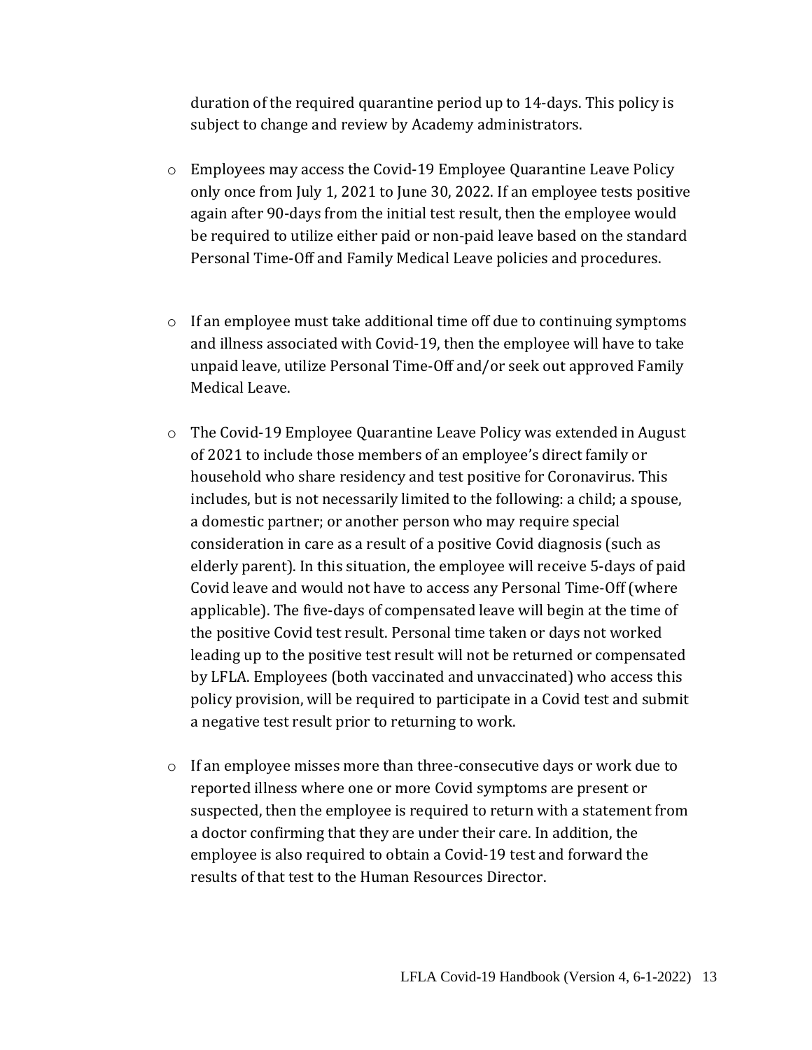duration of the required quarantine period up to 14-days. This policy is subject to change and review by Academy administrators.

- Employees may access the Covid-19 Employee Quarantine Leave Policy only once from July 1, 2021 to June 30, 2022. If an employee tests positive again after 90-days from the initial test result, then the employee would be required to utilize either paid or non-paid leave based on the standard Personal Time-Off and Family Medical Leave policies and procedures.

- If an employee must take additional time off due to continuing symptoms and illness associated with Covid-19, then the employee will have to take unpaid leave, utilize Personal Time-Off and/or seek out approved Family Medical Leave.

- The Covid-19 Employee Quarantine Leave Policy was extended in August of 2021 to include those members of an employee's direct family or household who share residency and test positive for Coronavirus. This includes, but is not necessarily limited to the following: a child; a spouse, a domestic partner; or another person who may require special consideration in care as a result of a positive Covid diagnosis (such as elderly parent). In this situation, the employee will receive 5-days of paid Covid leave and would not have to access any Personal Time-Off (where applicable). The five-days of compensated leave will begin at the time of the positive Covid test result. Personal time taken or days not worked leading up to the positive test result will not be returned or compensated by LFLA. Employees (both vaccinated and unvaccinated) who access this policy provision, will be required to participate in a Covid test and submit a negative test result prior to returning to work.

- If an employee misses more than three-consecutive days or work due to reported illness where one or more Covid symptoms are present or suspected, then the employee is required to return with a statement from a doctor confirming that they are under their care. In addition, the employee is also required to obtain a Covid-19 test and forward the results of that test to the Human Resources Director.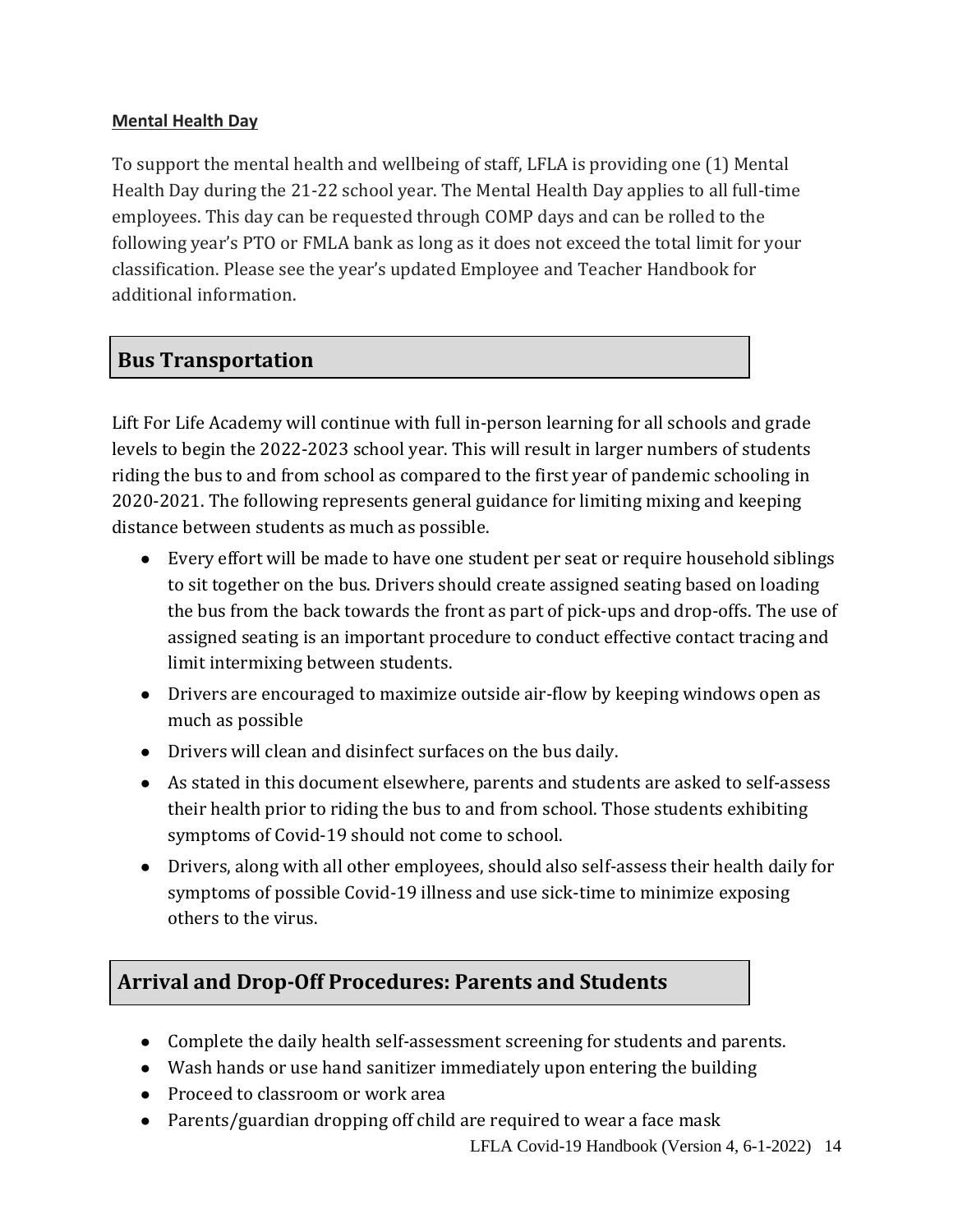**Mental Health Day**

To support the mental health and wellbeing of staff, LFLA is providing one (1) Mental Health Day during the 21-22 school year. The Mental Health Day applies to all full-time employees. This day can be requested through COMP days and can be rolled to the following year's PTO or FMLA bank as long as it does not exceed the total limit for your classification. Please see the year's updated Employee and Teacher Handbook for additional information.

## Bus Transportation

Lift For Life Academy will continue with full in-person learning for all schools and grade levels to begin the 2022-2023 school year. This will result in larger numbers of students riding the bus to and from school as compared to the first year of pandemic schooling in 2020-2021. The following represents general guidance for limiting mixing and keeping distance between students as much as possible.

- Every effort will be made to have one student per seat or require household siblings to sit together on the bus. Drivers should create assigned seating based on loading the bus from the back towards the front as part of pick-ups and drop-offs. The use of assigned seating is an important procedure to conduct effective contact tracing and limit intermixing between students.
- Drivers are encouraged to maximize outside air-flow by keeping windows open as much as possible
- Drivers will clean and disinfect surfaces on the bus daily.
- As stated in this document elsewhere, parents and students are asked to self-assess their health prior to riding the bus to and from school. Those students exhibiting symptoms of Covid-19 should not come to school.
- Drivers, along with all other employees, should also self-assess their health daily for symptoms of possible Covid-19 illness and use sick-time to minimize exposing others to the virus.

## Arrival and Drop-Off Procedures: Parents and Students

- Complete the daily health self-assessment screening for students and parents.
- Wash hands or use hand sanitizer immediately upon entering the building
- Proceed to classroom or work area
- Parents/guardian dropping off child are required to wear a face mask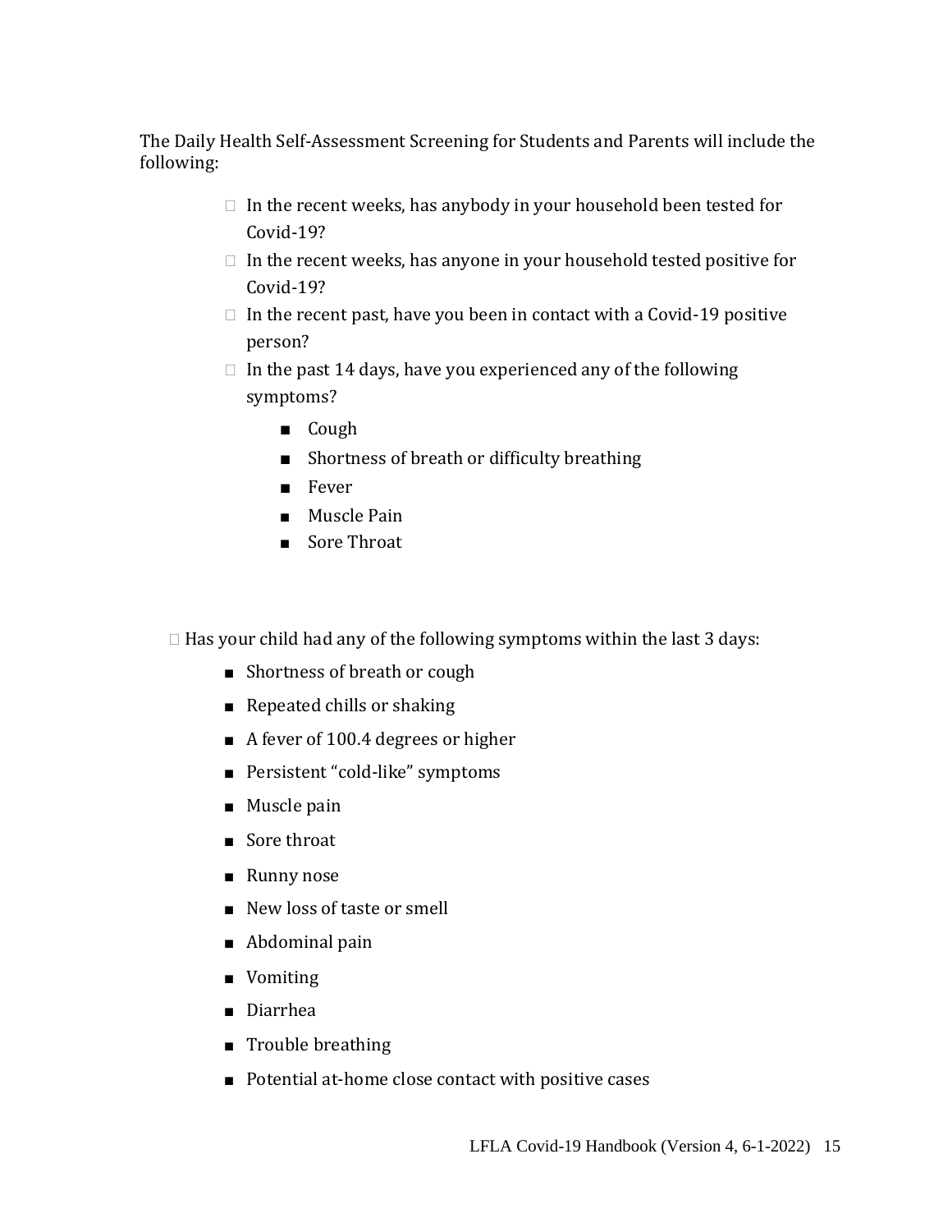The Daily Health Self-Assessment Screening for Students and Parents will include the following:

- In the recent weeks, has anybody in your household been tested for Covid-19?
- In the recent weeks, has anyone in your household tested positive for Covid-19?
- In the recent past, have you been in contact with a Covid-19 positive person?
- In the past 14 days, have you experienced any of the following symptoms?
  - Cough
  - Shortness of breath or difficulty breathing
  - Fever
  - Muscle Pain
  - Sore Throat

- Has your child had any of the following symptoms within the last 3 days:
  - Shortness of breath or cough
  - Repeated chills or shaking
  - A fever of 100.4 degrees or higher
  - Persistent "cold-like" symptoms
  - Muscle pain
  - Sore throat
  - Runny nose
  - New loss of taste or smell
  - Abdominal pain
  - Vomiting
  - Diarrhea
  - Trouble breathing
  - Potential at-home close contact with positive cases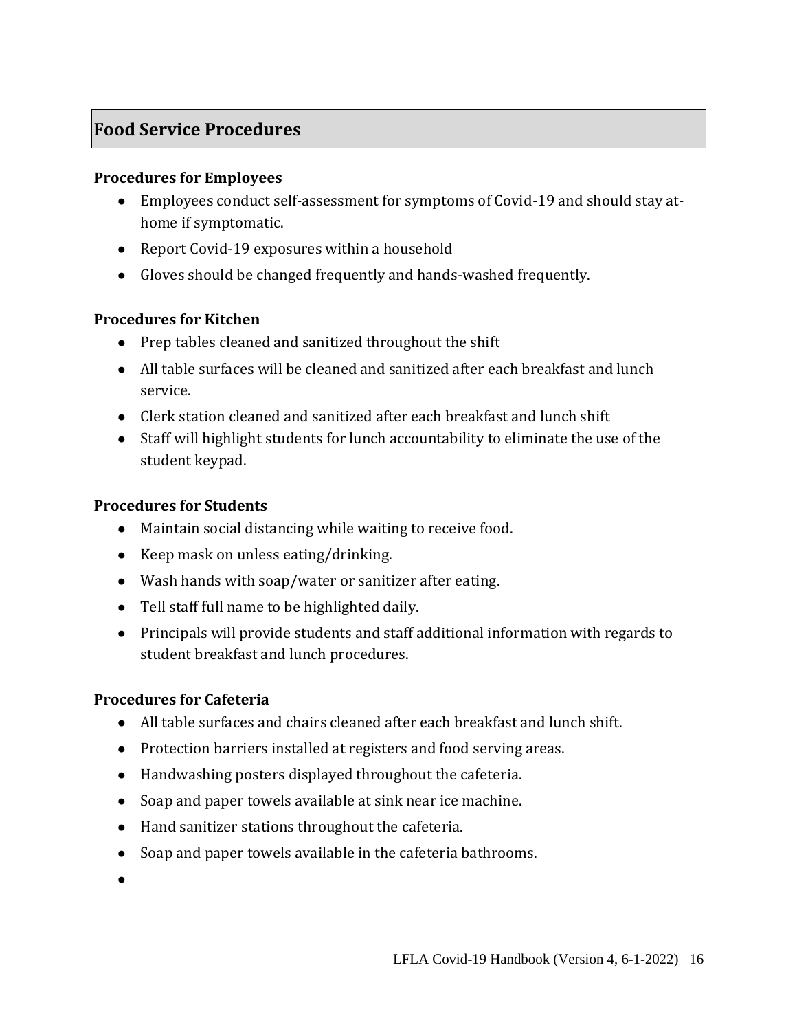## Food Service Procedures

**Procedures for Employees**

- Employees conduct self-assessment for symptoms of Covid-19 and should stay at-home if symptomatic.
- Report Covid-19 exposures within a household
- Gloves should be changed frequently and hands-washed frequently.

**Procedures for Kitchen**

- Prep tables cleaned and sanitized throughout the shift
- All table surfaces will be cleaned and sanitized after each breakfast and lunch service.
- Clerk station cleaned and sanitized after each breakfast and lunch shift
- Staff will highlight students for lunch accountability to eliminate the use of the student keypad.

**Procedures for Students**

- Maintain social distancing while waiting to receive food.
- Keep mask on unless eating/drinking.
- Wash hands with soap/water or sanitizer after eating.
- Tell staff full name to be highlighted daily.
- Principals will provide students and staff additional information with regards to student breakfast and lunch procedures.

**Procedures for Cafeteria**

- All table surfaces and chairs cleaned after each breakfast and lunch shift.
- Protection barriers installed at registers and food serving areas.
- Handwashing posters displayed throughout the cafeteria.
- Soap and paper towels available at sink near ice machine.
- Hand sanitizer stations throughout the cafeteria.
- Soap and paper towels available in the cafeteria bathrooms.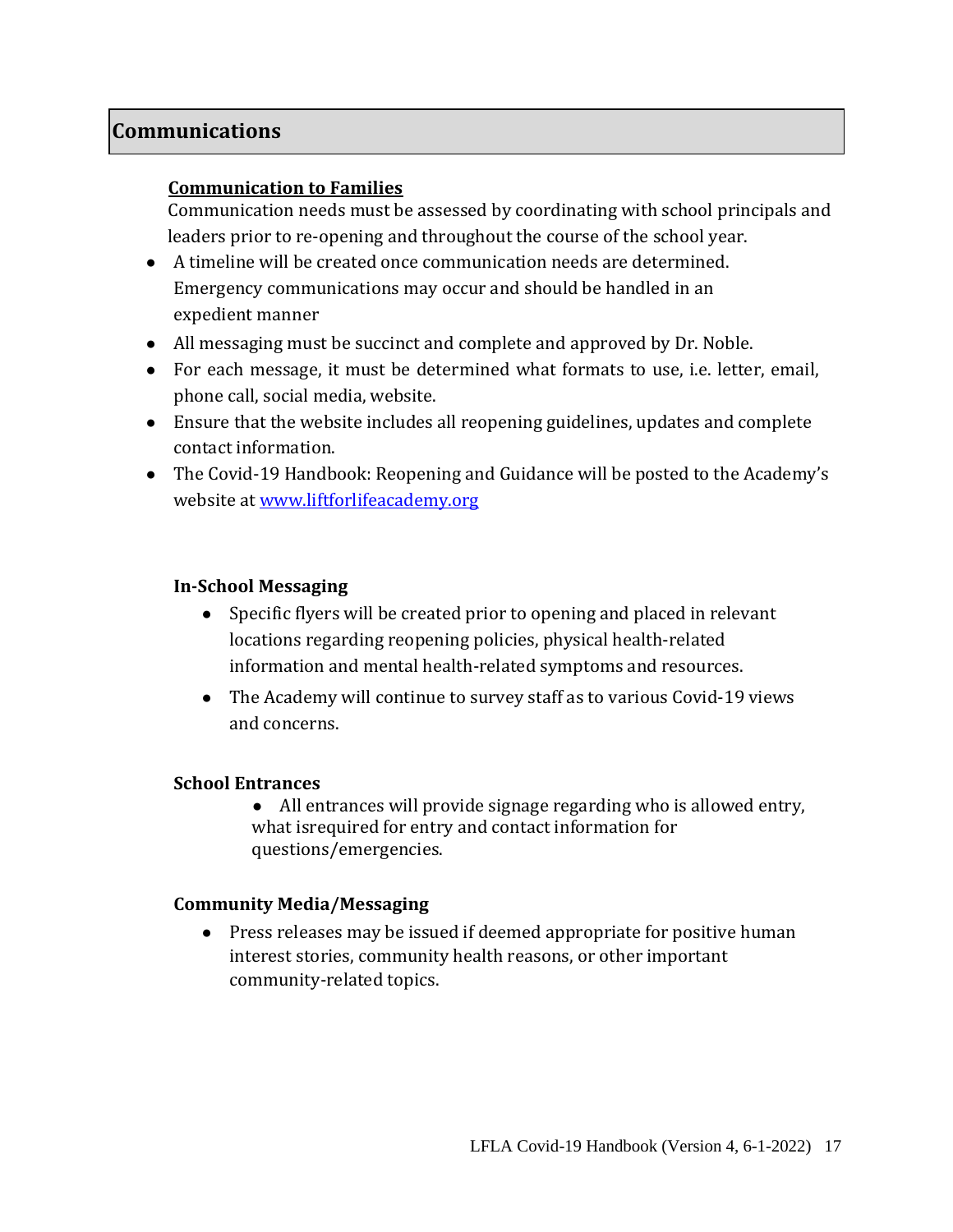## Communications

**Communication to Families**

Communication needs must be assessed by coordinating with school principals and leaders prior to re-opening and throughout the course of the school year.

- A timeline will be created once communication needs are determined. Emergency communications may occur and should be handled in an expedient manner
- All messaging must be succinct and complete and approved by Dr. Noble.
- For each message, it must be determined what formats to use, i.e. letter, email, phone call, social media, website.
- Ensure that the website includes all reopening guidelines, updates and complete contact information.
- The Covid-19 Handbook: Reopening and Guidance will be posted to the Academy's website at www.liftforlifeacademy.org

### In-School Messaging

- Specific flyers will be created prior to opening and placed in relevant locations regarding reopening policies, physical health-related information and mental health-related symptoms and resources.
- The Academy will continue to survey staff as to various Covid-19 views and concerns.

### School Entrances

- All entrances will provide signage regarding who is allowed entry, what isrequired for entry and contact information for questions/emergencies.

### Community Media/Messaging

- Press releases may be issued if deemed appropriate for positive human interest stories, community health reasons, or other important community-related topics.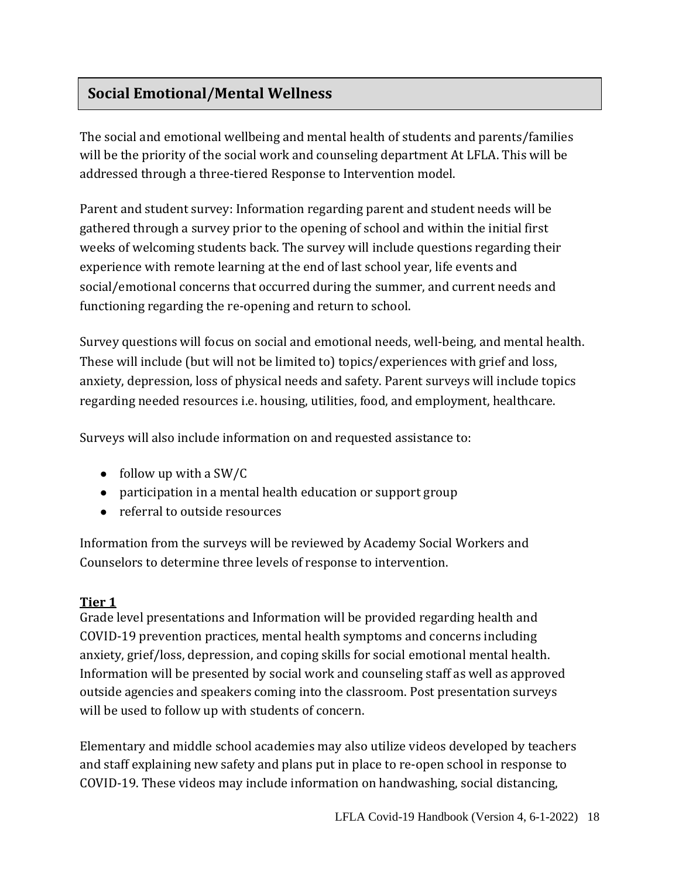## Social Emotional/Mental Wellness

The social and emotional wellbeing and mental health of students and parents/families will be the priority of the social work and counseling department At LFLA. This will be addressed through a three-tiered Response to Intervention model.

Parent and student survey: Information regarding parent and student needs will be gathered through a survey prior to the opening of school and within the initial first weeks of welcoming students back. The survey will include questions regarding their experience with remote learning at the end of last school year, life events and social/emotional concerns that occurred during the summer, and current needs and functioning regarding the re-opening and return to school.

Survey questions will focus on social and emotional needs, well-being, and mental health. These will include (but will not be limited to) topics/experiences with grief and loss, anxiety, depression, loss of physical needs and safety. Parent surveys will include topics regarding needed resources i.e. housing, utilities, food, and employment, healthcare.

Surveys will also include information on and requested assistance to:

- follow up with a SW/C
- participation in a mental health education or support group
- referral to outside resources

Information from the surveys will be reviewed by Academy Social Workers and Counselors to determine three levels of response to intervention.

**Tier 1**

Grade level presentations and Information will be provided regarding health and COVID-19 prevention practices, mental health symptoms and concerns including anxiety, grief/loss, depression, and coping skills for social emotional mental health. Information will be presented by social work and counseling staff as well as approved outside agencies and speakers coming into the classroom. Post presentation surveys will be used to follow up with students of concern.

Elementary and middle school academies may also utilize videos developed by teachers and staff explaining new safety and plans put in place to re-open school in response to COVID-19. These videos may include information on handwashing, social distancing,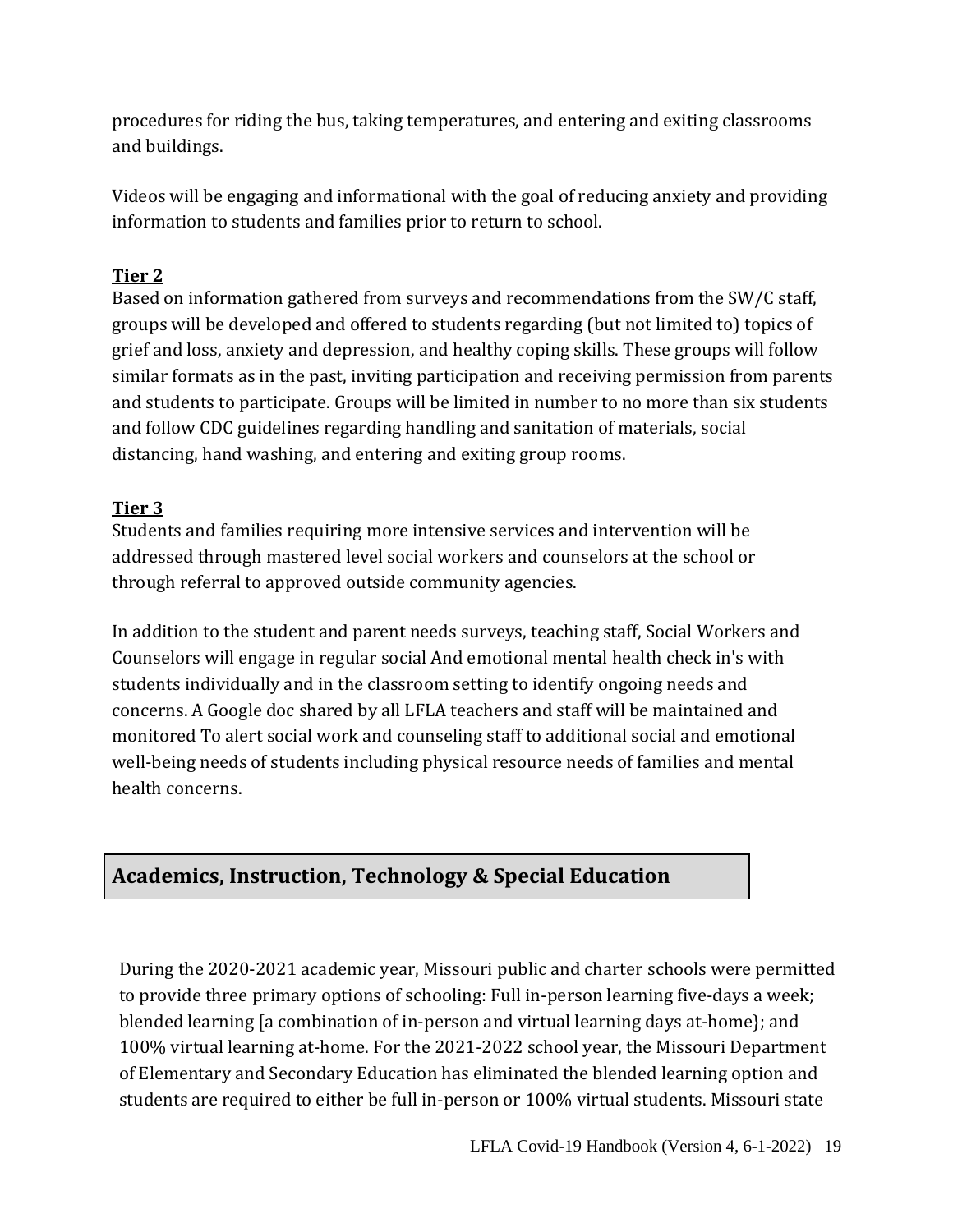procedures for riding the bus, taking temperatures, and entering and exiting classrooms and buildings.

Videos will be engaging and informational with the goal of reducing anxiety and providing information to students and families prior to return to school.

**Tier 2**

Based on information gathered from surveys and recommendations from the SW/C staff, groups will be developed and offered to students regarding (but not limited to) topics of grief and loss, anxiety and depression, and healthy coping skills. These groups will follow similar formats as in the past, inviting participation and receiving permission from parents and students to participate. Groups will be limited in number to no more than six students and follow CDC guidelines regarding handling and sanitation of materials, social distancing, hand washing, and entering and exiting group rooms.

**Tier 3**

Students and families requiring more intensive services and intervention will be addressed through mastered level social workers and counselors at the school or through referral to approved outside community agencies.

In addition to the student and parent needs surveys, teaching staff, Social Workers and Counselors will engage in regular social And emotional mental health check in's with students individually and in the classroom setting to identify ongoing needs and concerns. A Google doc shared by all LFLA teachers and staff will be maintained and monitored To alert social work and counseling staff to additional social and emotional well-being needs of students including physical resource needs of families and mental health concerns.

## Academics, Instruction, Technology & Special Education

During the 2020-2021 academic year, Missouri public and charter schools were permitted to provide three primary options of schooling: Full in-person learning five-days a week; blended learning [a combination of in-person and virtual learning days at-home}; and 100% virtual learning at-home. For the 2021-2022 school year, the Missouri Department of Elementary and Secondary Education has eliminated the blended learning option and students are required to either be full in-person or 100% virtual students. Missouri state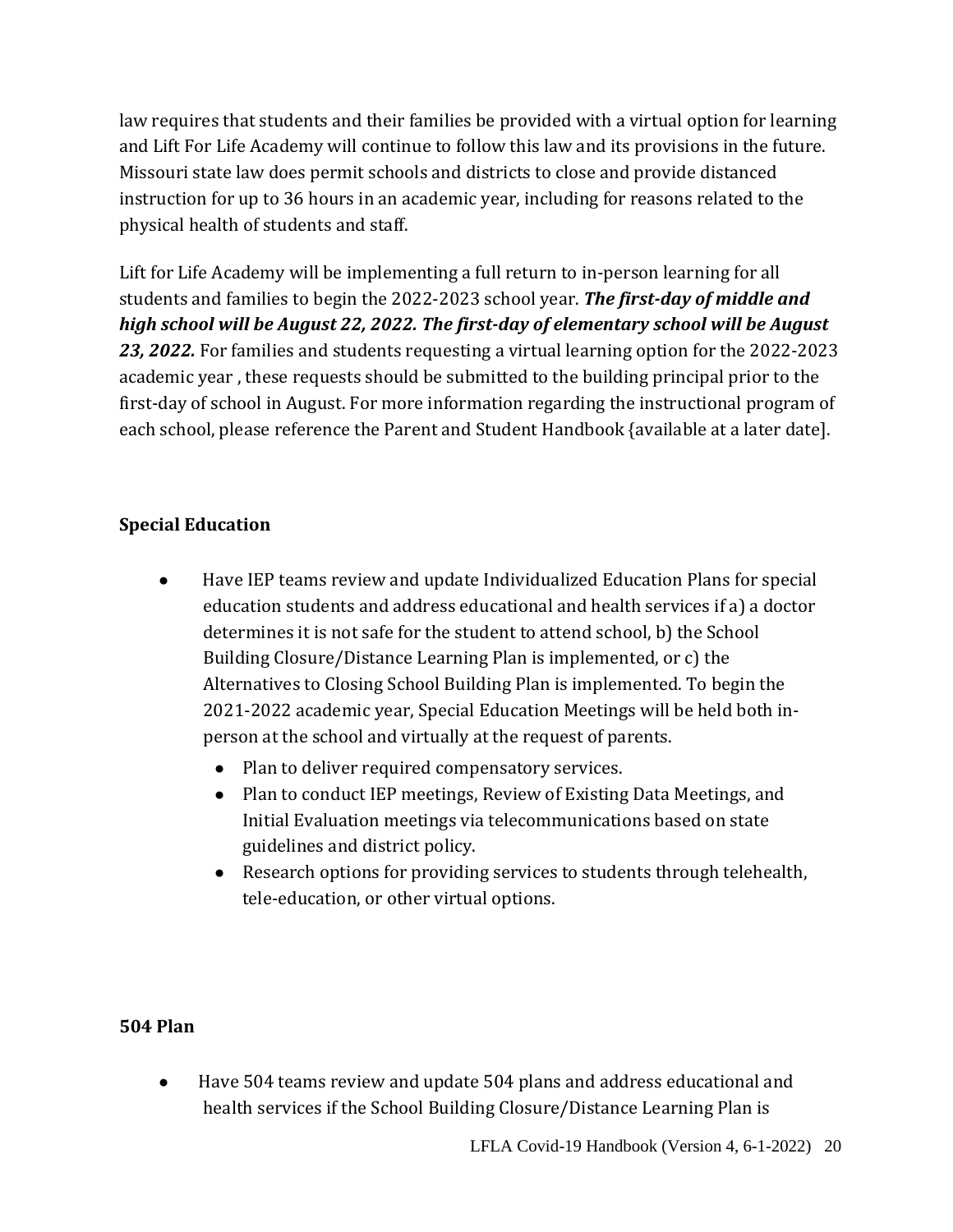law requires that students and their families be provided with a virtual option for learning and Lift For Life Academy will continue to follow this law and its provisions in the future. Missouri state law does permit schools and districts to close and provide distanced instruction for up to 36 hours in an academic year, including for reasons related to the physical health of students and staff.

Lift for Life Academy will be implementing a full return to in-person learning for all students and families to begin the 2022-2023 school year. ***The first-day of middle and high school will be August 22, 2022. The first-day of elementary school will be August 23, 2022.*** For families and students requesting a virtual learning option for the 2022-2023 academic year , these requests should be submitted to the building principal prior to the first-day of school in August. For more information regarding the instructional program of each school, please reference the Parent and Student Handbook {available at a later date].

**Special Education**

- Have IEP teams review and update Individualized Education Plans for special education students and address educational and health services if a) a doctor determines it is not safe for the student to attend school, b) the School Building Closure/Distance Learning Plan is implemented, or c) the Alternatives to Closing School Building Plan is implemented. To begin the 2021-2022 academic year, Special Education Meetings will be held both in-person at the school and virtually at the request of parents.
  - Plan to deliver required compensatory services.
  - Plan to conduct IEP meetings, Review of Existing Data Meetings, and Initial Evaluation meetings via telecommunications based on state guidelines and district policy.
  - Research options for providing services to students through telehealth, tele-education, or other virtual options.

**504 Plan**

- Have 504 teams review and update 504 plans and address educational and health services if the School Building Closure/Distance Learning Plan is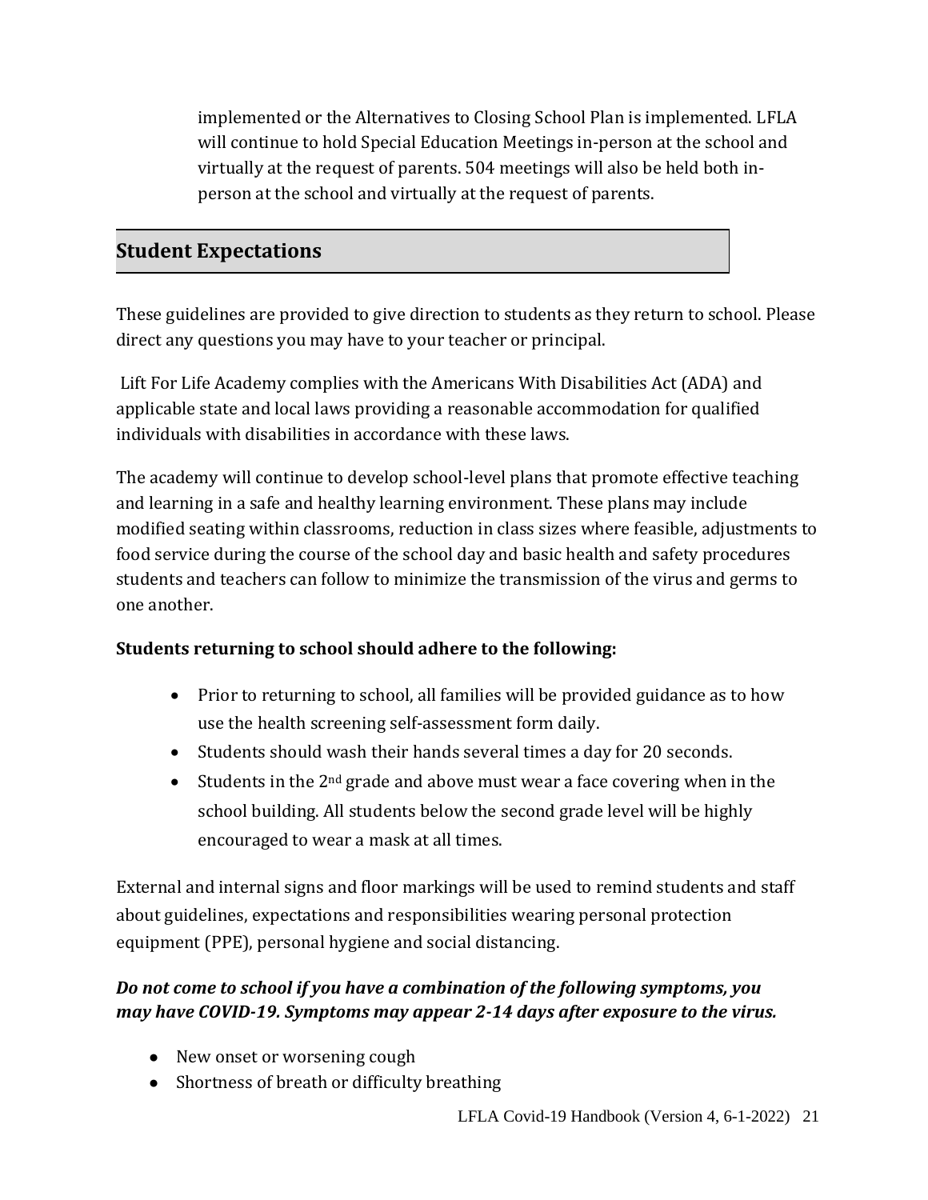implemented or the Alternatives to Closing School Plan is implemented. LFLA will continue to hold Special Education Meetings in-person at the school and virtually at the request of parents. 504 meetings will also be held both in-person at the school and virtually at the request of parents.

## Student Expectations

These guidelines are provided to give direction to students as they return to school. Please direct any questions you may have to your teacher or principal.

Lift For Life Academy complies with the Americans With Disabilities Act (ADA) and applicable state and local laws providing a reasonable accommodation for qualified individuals with disabilities in accordance with these laws.

The academy will continue to develop school-level plans that promote effective teaching and learning in a safe and healthy learning environment. These plans may include modified seating within classrooms, reduction in class sizes where feasible, adjustments to food service during the course of the school day and basic health and safety procedures students and teachers can follow to minimize the transmission of the virus and germs to one another.

**Students returning to school should adhere to the following:**

- Prior to returning to school, all families will be provided guidance as to how use the health screening self-assessment form daily.
- Students should wash their hands several times a day for 20 seconds.
- Students in the 2nd grade and above must wear a face covering when in the school building. All students below the second grade level will be highly encouraged to wear a mask at all times.

External and internal signs and floor markings will be used to remind students and staff about guidelines, expectations and responsibilities wearing personal protection equipment (PPE), personal hygiene and social distancing.

***Do not come to school if you have a combination of the following symptoms, you may have COVID-19. Symptoms may appear 2-14 days after exposure to the virus.***

- New onset or worsening cough
- Shortness of breath or difficulty breathing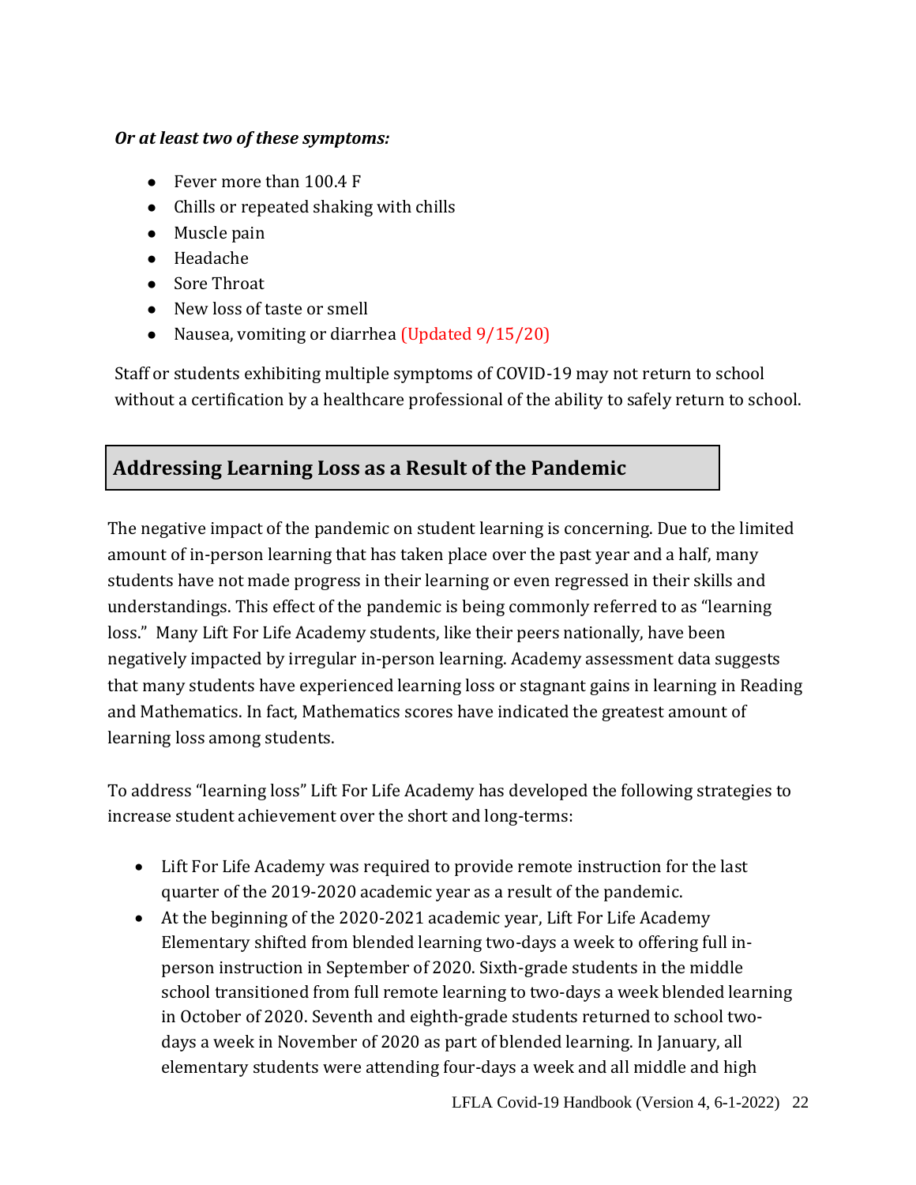***Or at least two of these symptoms:***

- Fever more than 100.4 F
- Chills or repeated shaking with chills
- Muscle pain
- Headache
- Sore Throat
- New loss of taste or smell
- Nausea, vomiting or diarrhea (Updated 9/15/20)

Staff or students exhibiting multiple symptoms of COVID-19 may not return to school without a certification by a healthcare professional of the ability to safely return to school.

## Addressing Learning Loss as a Result of the Pandemic

The negative impact of the pandemic on student learning is concerning. Due to the limited amount of in-person learning that has taken place over the past year and a half, many students have not made progress in their learning or even regressed in their skills and understandings. This effect of the pandemic is being commonly referred to as "learning loss." Many Lift For Life Academy students, like their peers nationally, have been negatively impacted by irregular in-person learning. Academy assessment data suggests that many students have experienced learning loss or stagnant gains in learning in Reading and Mathematics. In fact, Mathematics scores have indicated the greatest amount of learning loss among students.

To address "learning loss" Lift For Life Academy has developed the following strategies to increase student achievement over the short and long-terms:

- Lift For Life Academy was required to provide remote instruction for the last quarter of the 2019-2020 academic year as a result of the pandemic.
- At the beginning of the 2020-2021 academic year, Lift For Life Academy Elementary shifted from blended learning two-days a week to offering full in-person instruction in September of 2020. Sixth-grade students in the middle school transitioned from full remote learning to two-days a week blended learning in October of 2020. Seventh and eighth-grade students returned to school two-days a week in November of 2020 as part of blended learning. In January, all elementary students were attending four-days a week and all middle and high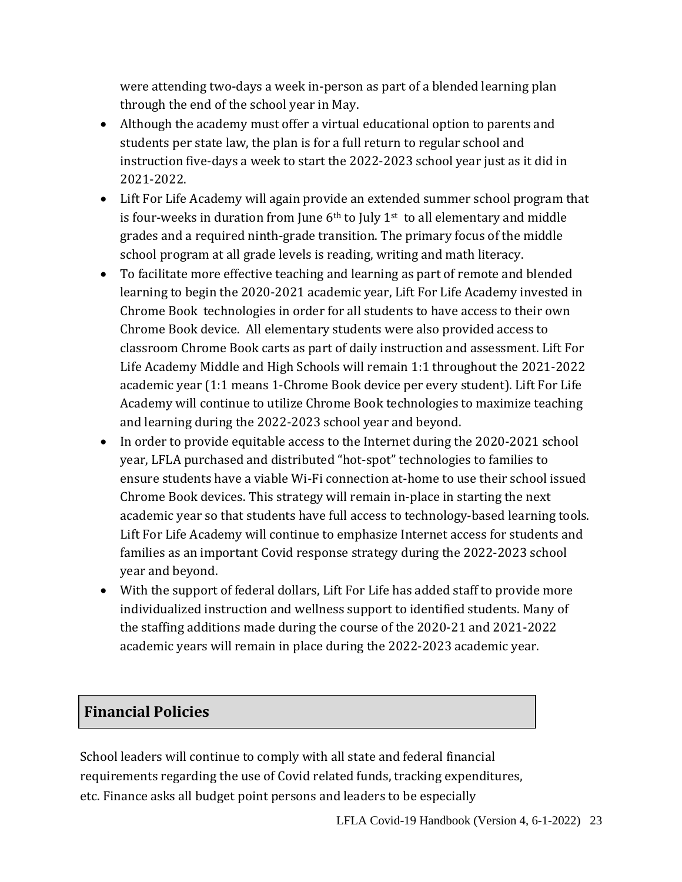were attending two-days a week in-person as part of a blended learning plan through the end of the school year in May.

- Although the academy must offer a virtual educational option to parents and students per state law, the plan is for a full return to regular school and instruction five-days a week to start the 2022-2023 school year just as it did in 2021-2022.
- Lift For Life Academy will again provide an extended summer school program that is four-weeks in duration from June 6th to July 1st to all elementary and middle grades and a required ninth-grade transition. The primary focus of the middle school program at all grade levels is reading, writing and math literacy.
- To facilitate more effective teaching and learning as part of remote and blended learning to begin the 2020-2021 academic year, Lift For Life Academy invested in Chrome Book technologies in order for all students to have access to their own Chrome Book device. All elementary students were also provided access to classroom Chrome Book carts as part of daily instruction and assessment. Lift For Life Academy Middle and High Schools will remain 1:1 throughout the 2021-2022 academic year (1:1 means 1-Chrome Book device per every student). Lift For Life Academy will continue to utilize Chrome Book technologies to maximize teaching and learning during the 2022-2023 school year and beyond.
- In order to provide equitable access to the Internet during the 2020-2021 school year, LFLA purchased and distributed "hot-spot" technologies to families to ensure students have a viable Wi-Fi connection at-home to use their school issued Chrome Book devices. This strategy will remain in-place in starting the next academic year so that students have full access to technology-based learning tools. Lift For Life Academy will continue to emphasize Internet access for students and families as an important Covid response strategy during the 2022-2023 school year and beyond.
- With the support of federal dollars, Lift For Life has added staff to provide more individualized instruction and wellness support to identified students. Many of the staffing additions made during the course of the 2020-21 and 2021-2022 academic years will remain in place during the 2022-2023 academic year.

## Financial Policies

School leaders will continue to comply with all state and federal financial requirements regarding the use of Covid related funds, tracking expenditures, etc. Finance asks all budget point persons and leaders to be especially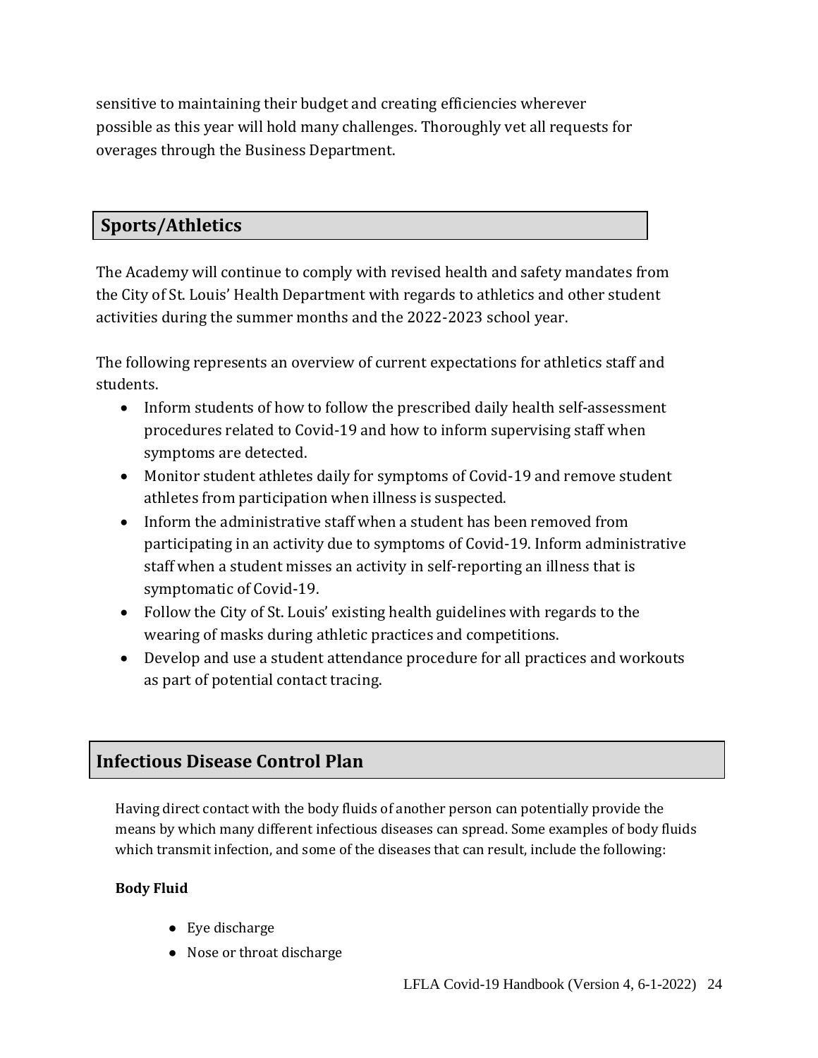sensitive to maintaining their budget and creating efficiencies wherever possible as this year will hold many challenges. Thoroughly vet all requests for overages through the Business Department.

## Sports/Athletics

The Academy will continue to comply with revised health and safety mandates from the City of St. Louis' Health Department with regards to athletics and other student activities during the summer months and the 2022-2023 school year.

The following represents an overview of current expectations for athletics staff and students.

- Inform students of how to follow the prescribed daily health self-assessment procedures related to Covid-19 and how to inform supervising staff when symptoms are detected.
- Monitor student athletes daily for symptoms of Covid-19 and remove student athletes from participation when illness is suspected.
- Inform the administrative staff when a student has been removed from participating in an activity due to symptoms of Covid-19. Inform administrative staff when a student misses an activity in self-reporting an illness that is symptomatic of Covid-19.
- Follow the City of St. Louis' existing health guidelines with regards to the wearing of masks during athletic practices and competitions.
- Develop and use a student attendance procedure for all practices and workouts as part of potential contact tracing.

## Infectious Disease Control Plan

Having direct contact with the body fluids of another person can potentially provide the means by which many different infectious diseases can spread. Some examples of body fluids which transmit infection, and some of the diseases that can result, include the following:

**Body Fluid**

- Eye discharge
- Nose or throat discharge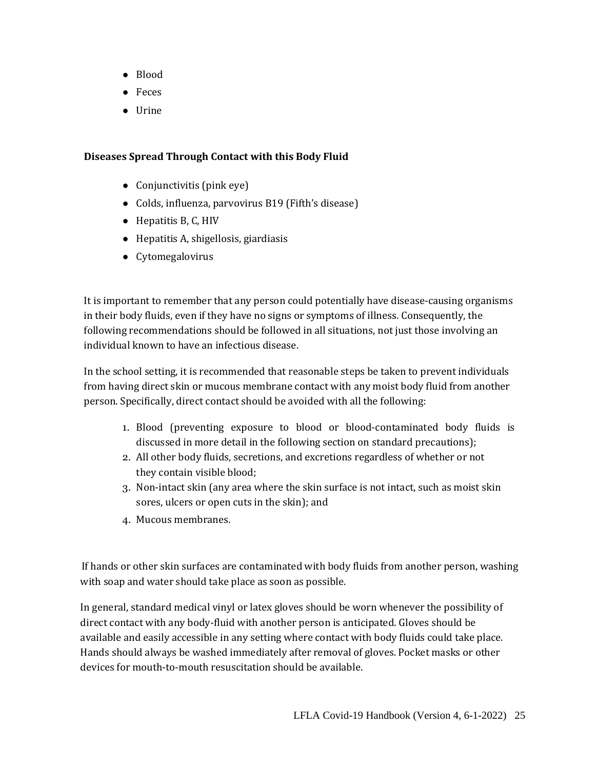- Blood
- Feces
- Urine

**Diseases Spread Through Contact with this Body Fluid**

- Conjunctivitis (pink eye)
- Colds, influenza, parvovirus B19 (Fifth's disease)
- Hepatitis B, C, HIV
- Hepatitis A, shigellosis, giardiasis
- Cytomegalovirus

It is important to remember that any person could potentially have disease-causing organisms in their body fluids, even if they have no signs or symptoms of illness. Consequently, the following recommendations should be followed in all situations, not just those involving an individual known to have an infectious disease.

In the school setting, it is recommended that reasonable steps be taken to prevent individuals from having direct skin or mucous membrane contact with any moist body fluid from another person. Specifically, direct contact should be avoided with all the following:

1. Blood (preventing exposure to blood or blood-contaminated body fluids is discussed in more detail in the following section on standard precautions);
2. All other body fluids, secretions, and excretions regardless of whether or not they contain visible blood;
3. Non-intact skin (any area where the skin surface is not intact, such as moist skin sores, ulcers or open cuts in the skin); and
4. Mucous membranes.

If hands or other skin surfaces are contaminated with body fluids from another person, washing with soap and water should take place as soon as possible.

In general, standard medical vinyl or latex gloves should be worn whenever the possibility of direct contact with any body-fluid with another person is anticipated. Gloves should be available and easily accessible in any setting where contact with body fluids could take place. Hands should always be washed immediately after removal of gloves. Pocket masks or other devices for mouth-to-mouth resuscitation should be available.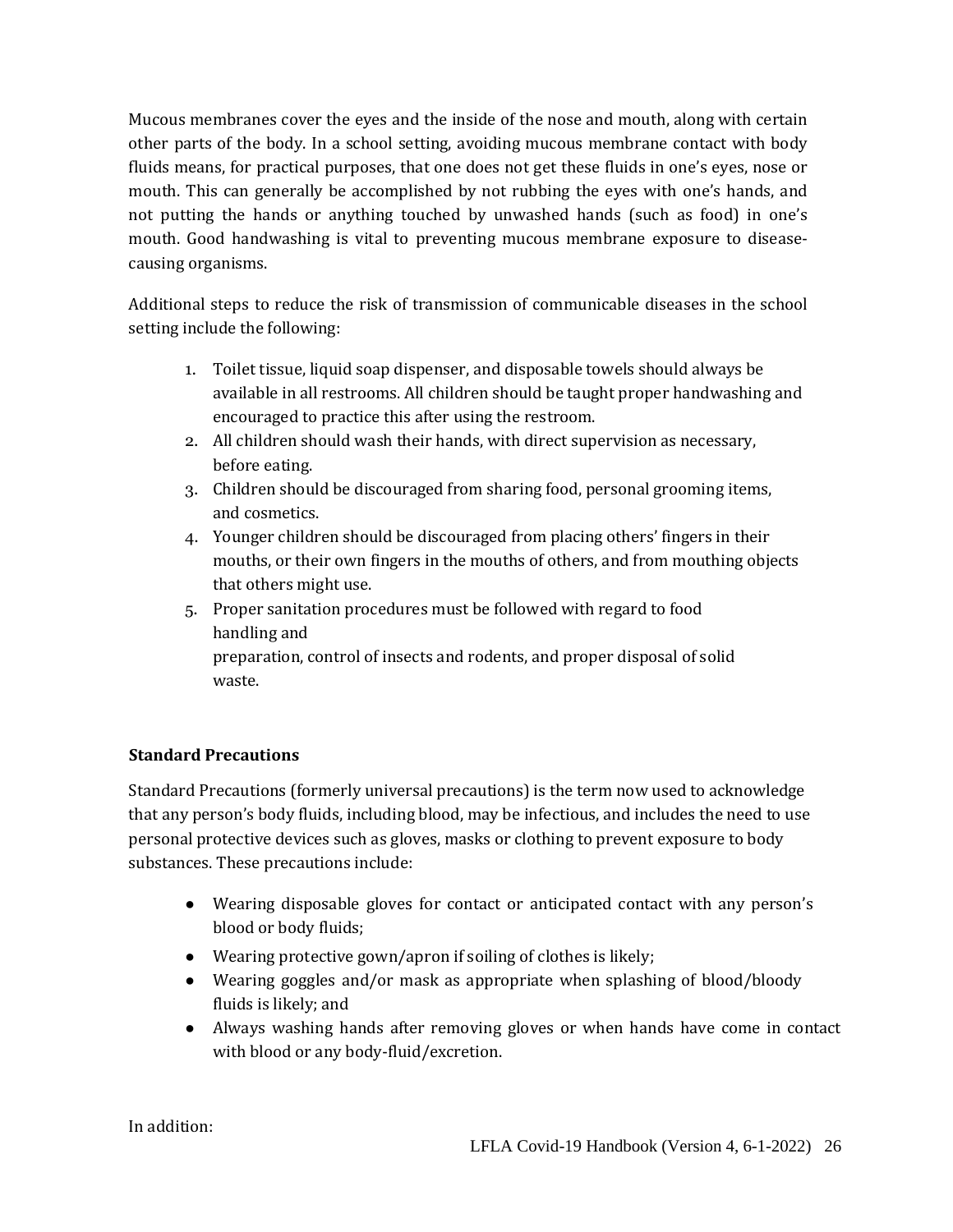Mucous membranes cover the eyes and the inside of the nose and mouth, along with certain other parts of the body. In a school setting, avoiding mucous membrane contact with body fluids means, for practical purposes, that one does not get these fluids in one's eyes, nose or mouth. This can generally be accomplished by not rubbing the eyes with one's hands, and not putting the hands or anything touched by unwashed hands (such as food) in one's mouth. Good handwashing is vital to preventing mucous membrane exposure to disease-causing organisms.

Additional steps to reduce the risk of transmission of communicable diseases in the school setting include the following:

1. Toilet tissue, liquid soap dispenser, and disposable towels should always be available in all restrooms. All children should be taught proper handwashing and encouraged to practice this after using the restroom.
2. All children should wash their hands, with direct supervision as necessary, before eating.
3. Children should be discouraged from sharing food, personal grooming items, and cosmetics.
4. Younger children should be discouraged from placing others' fingers in their mouths, or their own fingers in the mouths of others, and from mouthing objects that others might use.
5. Proper sanitation procedures must be followed with regard to food handling and preparation, control of insects and rodents, and proper disposal of solid waste.

**Standard Precautions**

Standard Precautions (formerly universal precautions) is the term now used to acknowledge that any person's body fluids, including blood, may be infectious, and includes the need to use personal protective devices such as gloves, masks or clothing to prevent exposure to body substances. These precautions include:

- Wearing disposable gloves for contact or anticipated contact with any person's blood or body fluids;
- Wearing protective gown/apron if soiling of clothes is likely;
- Wearing goggles and/or mask as appropriate when splashing of blood/bloody fluids is likely; and
- Always washing hands after removing gloves or when hands have come in contact with blood or any body-fluid/excretion.

In addition: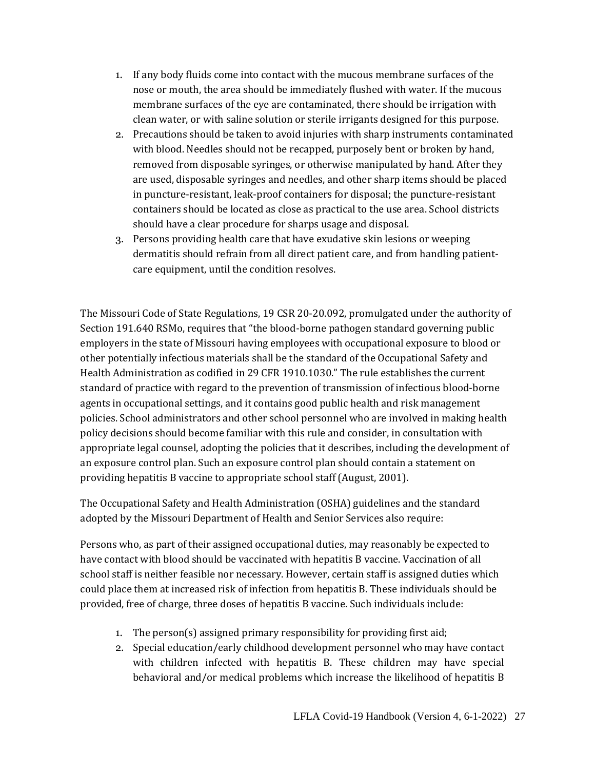1. If any body fluids come into contact with the mucous membrane surfaces of the nose or mouth, the area should be immediately flushed with water. If the mucous membrane surfaces of the eye are contaminated, there should be irrigation with clean water, or with saline solution or sterile irrigants designed for this purpose.
2. Precautions should be taken to avoid injuries with sharp instruments contaminated with blood. Needles should not be recapped, purposely bent or broken by hand, removed from disposable syringes, or otherwise manipulated by hand. After they are used, disposable syringes and needles, and other sharp items should be placed in puncture-resistant, leak-proof containers for disposal; the puncture-resistant containers should be located as close as practical to the use area. School districts should have a clear procedure for sharps usage and disposal.
3. Persons providing health care that have exudative skin lesions or weeping dermatitis should refrain from all direct patient care, and from handling patient-care equipment, until the condition resolves.

The Missouri Code of State Regulations, 19 CSR 20-20.092, promulgated under the authority of Section 191.640 RSMo, requires that "the blood-borne pathogen standard governing public employers in the state of Missouri having employees with occupational exposure to blood or other potentially infectious materials shall be the standard of the Occupational Safety and Health Administration as codified in 29 CFR 1910.1030." The rule establishes the current standard of practice with regard to the prevention of transmission of infectious blood-borne agents in occupational settings, and it contains good public health and risk management policies. School administrators and other school personnel who are involved in making health policy decisions should become familiar with this rule and consider, in consultation with appropriate legal counsel, adopting the policies that it describes, including the development of an exposure control plan. Such an exposure control plan should contain a statement on providing hepatitis B vaccine to appropriate school staff (August, 2001).

The Occupational Safety and Health Administration (OSHA) guidelines and the standard adopted by the Missouri Department of Health and Senior Services also require:

Persons who, as part of their assigned occupational duties, may reasonably be expected to have contact with blood should be vaccinated with hepatitis B vaccine. Vaccination of all school staff is neither feasible nor necessary. However, certain staff is assigned duties which could place them at increased risk of infection from hepatitis B. These individuals should be provided, free of charge, three doses of hepatitis B vaccine. Such individuals include:

1. The person(s) assigned primary responsibility for providing first aid;
2. Special education/early childhood development personnel who may have contact with children infected with hepatitis B. These children may have special behavioral and/or medical problems which increase the likelihood of hepatitis B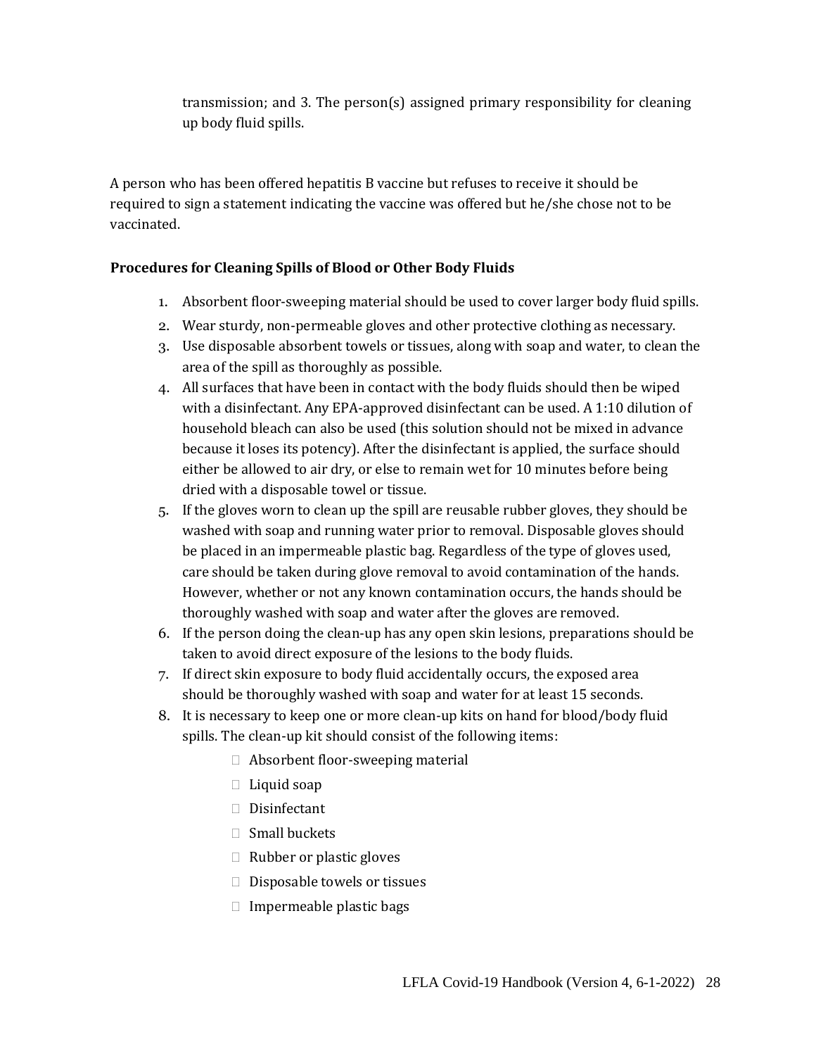transmission; and 3. The person(s) assigned primary responsibility for cleaning up body fluid spills.

A person who has been offered hepatitis B vaccine but refuses to receive it should be required to sign a statement indicating the vaccine was offered but he/she chose not to be vaccinated.

**Procedures for Cleaning Spills of Blood or Other Body Fluids**

1. Absorbent floor-sweeping material should be used to cover larger body fluid spills.
2. Wear sturdy, non-permeable gloves and other protective clothing as necessary.
3. Use disposable absorbent towels or tissues, along with soap and water, to clean the area of the spill as thoroughly as possible.
4. All surfaces that have been in contact with the body fluids should then be wiped with a disinfectant. Any EPA-approved disinfectant can be used. A 1:10 dilution of household bleach can also be used (this solution should not be mixed in advance because it loses its potency). After the disinfectant is applied, the surface should either be allowed to air dry, or else to remain wet for 10 minutes before being dried with a disposable towel or tissue.
5. If the gloves worn to clean up the spill are reusable rubber gloves, they should be washed with soap and running water prior to removal. Disposable gloves should be placed in an impermeable plastic bag. Regardless of the type of gloves used, care should be taken during glove removal to avoid contamination of the hands. However, whether or not any known contamination occurs, the hands should be thoroughly washed with soap and water after the gloves are removed.
6. If the person doing the clean-up has any open skin lesions, preparations should be taken to avoid direct exposure of the lesions to the body fluids.
7. If direct skin exposure to body fluid accidentally occurs, the exposed area should be thoroughly washed with soap and water for at least 15 seconds.
8. It is necessary to keep one or more clean-up kits on hand for blood/body fluid spills. The clean-up kit should consist of the following items:
    - Absorbent floor-sweeping material
    - Liquid soap
    - Disinfectant
    - Small buckets
    - Rubber or plastic gloves
    - Disposable towels or tissues
    - Impermeable plastic bags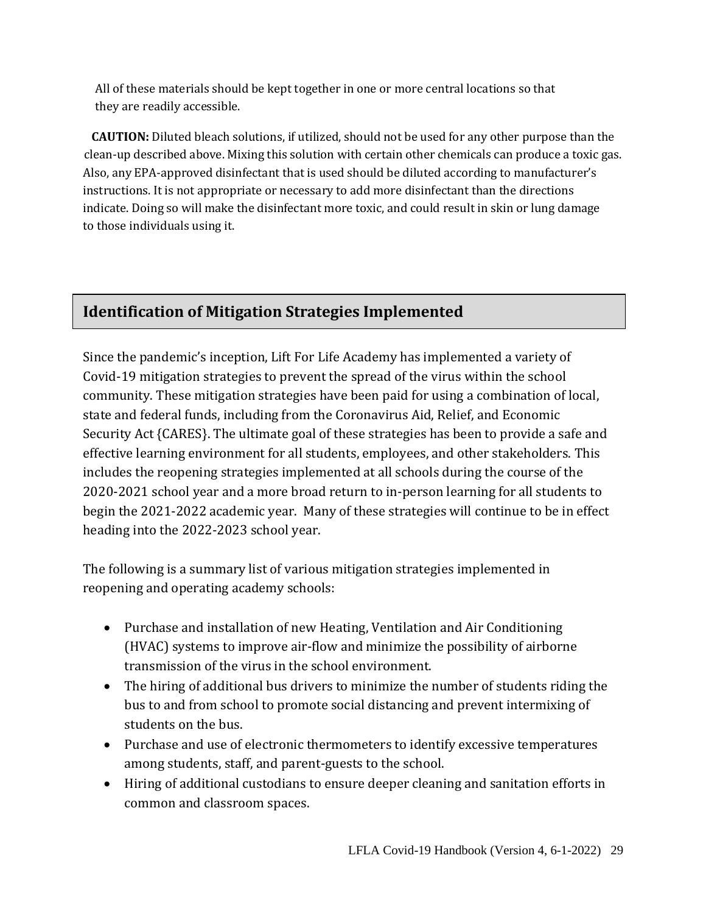All of these materials should be kept together in one or more central locations so that they are readily accessible.

**CAUTION:** Diluted bleach solutions, if utilized, should not be used for any other purpose than the clean-up described above. Mixing this solution with certain other chemicals can produce a toxic gas. Also, any EPA-approved disinfectant that is used should be diluted according to manufacturer's instructions. It is not appropriate or necessary to add more disinfectant than the directions indicate. Doing so will make the disinfectant more toxic, and could result in skin or lung damage to those individuals using it.

## Identification of Mitigation Strategies Implemented

Since the pandemic's inception, Lift For Life Academy has implemented a variety of Covid-19 mitigation strategies to prevent the spread of the virus within the school community. These mitigation strategies have been paid for using a combination of local, state and federal funds, including from the Coronavirus Aid, Relief, and Economic Security Act {CARES}. The ultimate goal of these strategies has been to provide a safe and effective learning environment for all students, employees, and other stakeholders. This includes the reopening strategies implemented at all schools during the course of the 2020-2021 school year and a more broad return to in-person learning for all students to begin the 2021-2022 academic year. Many of these strategies will continue to be in effect heading into the 2022-2023 school year.

The following is a summary list of various mitigation strategies implemented in reopening and operating academy schools:

- Purchase and installation of new Heating, Ventilation and Air Conditioning (HVAC) systems to improve air-flow and minimize the possibility of airborne transmission of the virus in the school environment.
- The hiring of additional bus drivers to minimize the number of students riding the bus to and from school to promote social distancing and prevent intermixing of students on the bus.
- Purchase and use of electronic thermometers to identify excessive temperatures among students, staff, and parent-guests to the school.
- Hiring of additional custodians to ensure deeper cleaning and sanitation efforts in common and classroom spaces.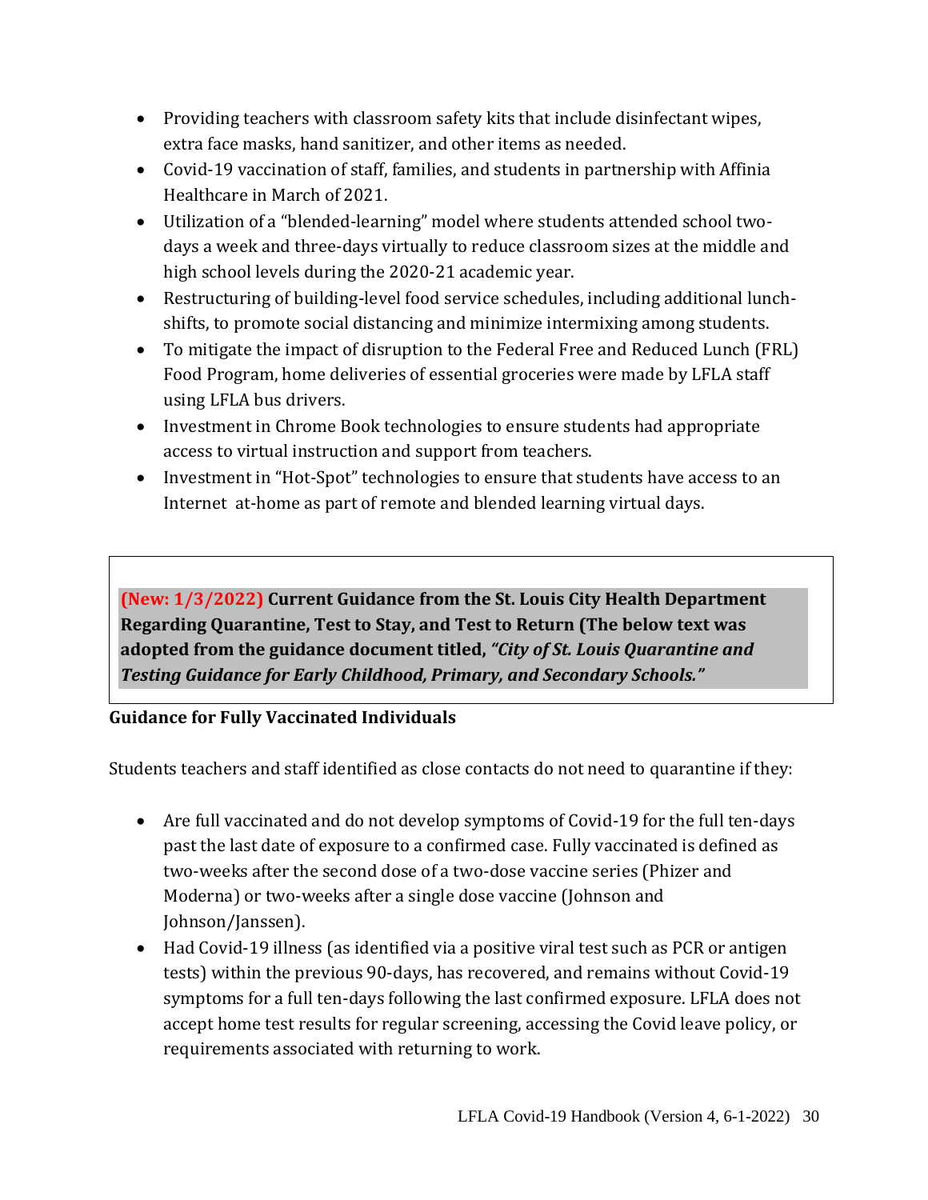- Providing teachers with classroom safety kits that include disinfectant wipes, extra face masks, hand sanitizer, and other items as needed.
- Covid-19 vaccination of staff, families, and students in partnership with Affinia Healthcare in March of 2021.
- Utilization of a "blended-learning" model where students attended school two-days a week and three-days virtually to reduce classroom sizes at the middle and high school levels during the 2020-21 academic year.
- Restructuring of building-level food service schedules, including additional lunch-shifts, to promote social distancing and minimize intermixing among students.
- To mitigate the impact of disruption to the Federal Free and Reduced Lunch (FRL) Food Program, home deliveries of essential groceries were made by LFLA staff using LFLA bus drivers.
- Investment in Chrome Book technologies to ensure students had appropriate access to virtual instruction and support from teachers.
- Investment in "Hot-Spot" technologies to ensure that students have access to an Internet at-home as part of remote and blended learning virtual days.

**(New: 1/3/2022) Current Guidance from the St. Louis City Health Department Regarding Quarantine, Test to Stay, and Test to Return (The below text was adopted from the guidance document titled, *"City of St. Louis Quarantine and Testing Guidance for Early Childhood, Primary, and Secondary Schools."***

**Guidance for Fully Vaccinated Individuals**

Students teachers and staff identified as close contacts do not need to quarantine if they:

- Are full vaccinated and do not develop symptoms of Covid-19 for the full ten-days past the last date of exposure to a confirmed case. Fully vaccinated is defined as two-weeks after the second dose of a two-dose vaccine series (Phizer and Moderna) or two-weeks after a single dose vaccine (Johnson and Johnson/Janssen).
- Had Covid-19 illness (as identified via a positive viral test such as PCR or antigen tests) within the previous 90-days, has recovered, and remains without Covid-19 symptoms for a full ten-days following the last confirmed exposure. LFLA does not accept home test results for regular screening, accessing the Covid leave policy, or requirements associated with returning to work.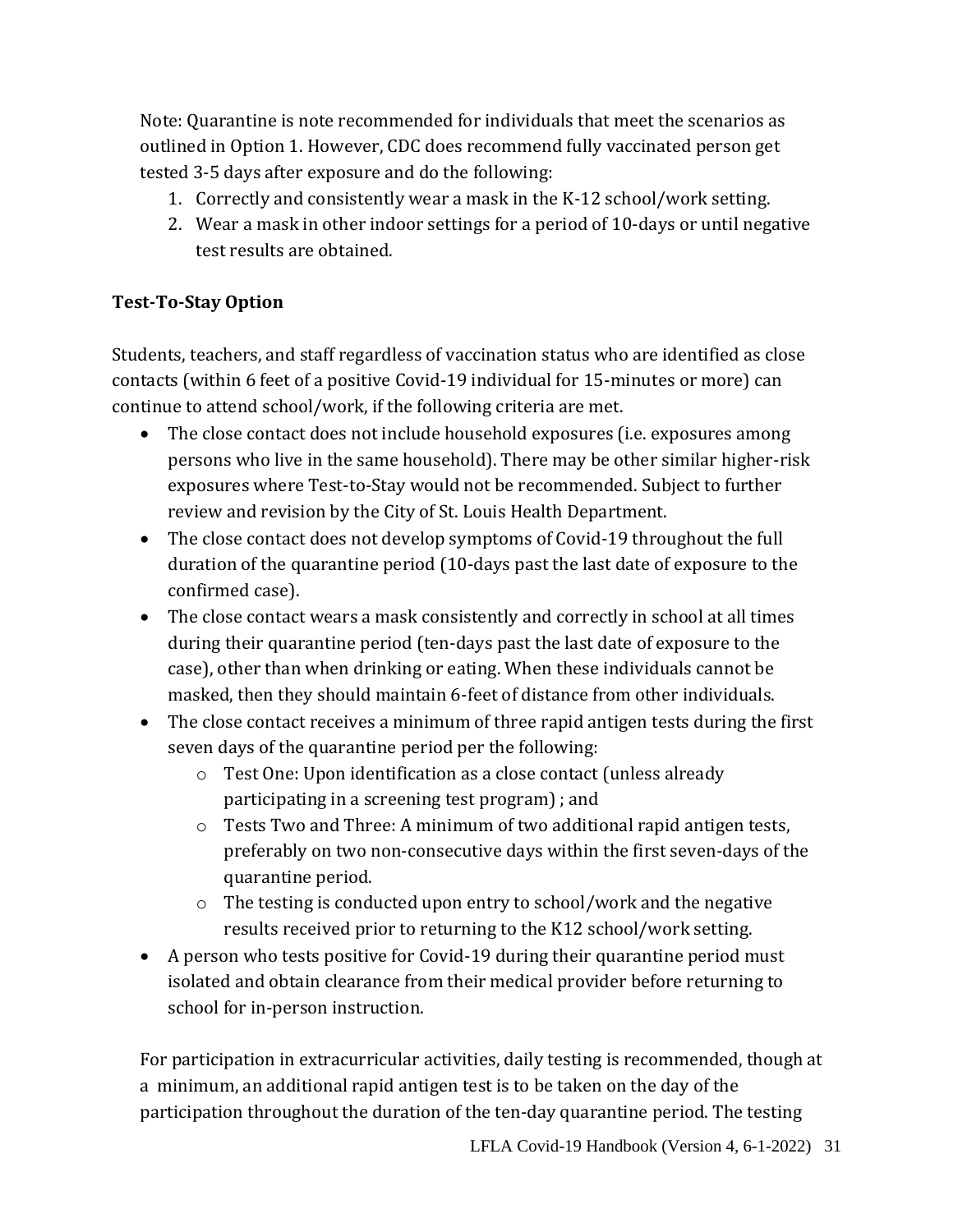Note: Quarantine is note recommended for individuals that meet the scenarios as outlined in Option 1. However, CDC does recommend fully vaccinated person get tested 3-5 days after exposure and do the following:

1. Correctly and consistently wear a mask in the K-12 school/work setting.
2. Wear a mask in other indoor settings for a period of 10-days or until negative test results are obtained.

**Test-To-Stay Option**

Students, teachers, and staff regardless of vaccination status who are identified as close contacts (within 6 feet of a positive Covid-19 individual for 15-minutes or more) can continue to attend school/work, if the following criteria are met.

- The close contact does not include household exposures (i.e. exposures among persons who live in the same household). There may be other similar higher-risk exposures where Test-to-Stay would not be recommended. Subject to further review and revision by the City of St. Louis Health Department.
- The close contact does not develop symptoms of Covid-19 throughout the full duration of the quarantine period (10-days past the last date of exposure to the confirmed case).
- The close contact wears a mask consistently and correctly in school at all times during their quarantine period (ten-days past the last date of exposure to the case), other than when drinking or eating. When these individuals cannot be masked, then they should maintain 6-feet of distance from other individuals.
- The close contact receives a minimum of three rapid antigen tests during the first seven days of the quarantine period per the following:
  - Test One: Upon identification as a close contact (unless already participating in a screening test program) ; and
  - Tests Two and Three: A minimum of two additional rapid antigen tests, preferably on two non-consecutive days within the first seven-days of the quarantine period.
  - The testing is conducted upon entry to school/work and the negative results received prior to returning to the K12 school/work setting.
- A person who tests positive for Covid-19 during their quarantine period must isolated and obtain clearance from their medical provider before returning to school for in-person instruction.

For participation in extracurricular activities, daily testing is recommended, though at a minimum, an additional rapid antigen test is to be taken on the day of the participation throughout the duration of the ten-day quarantine period. The testing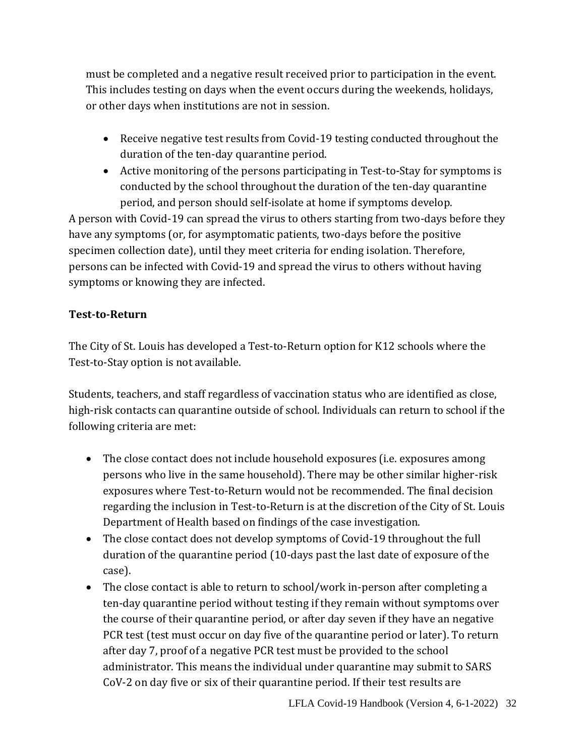must be completed and a negative result received prior to participation in the event. This includes testing on days when the event occurs during the weekends, holidays, or other days when institutions are not in session.

- Receive negative test results from Covid-19 testing conducted throughout the duration of the ten-day quarantine period.
- Active monitoring of the persons participating in Test-to-Stay for symptoms is conducted by the school throughout the duration of the ten-day quarantine period, and person should self-isolate at home if symptoms develop.

A person with Covid-19 can spread the virus to others starting from two-days before they have any symptoms (or, for asymptomatic patients, two-days before the positive specimen collection date), until they meet criteria for ending isolation. Therefore, persons can be infected with Covid-19 and spread the virus to others without having symptoms or knowing they are infected.

**Test-to-Return**

The City of St. Louis has developed a Test-to-Return option for K12 schools where the Test-to-Stay option is not available.

Students, teachers, and staff regardless of vaccination status who are identified as close, high-risk contacts can quarantine outside of school. Individuals can return to school if the following criteria are met:

- The close contact does not include household exposures (i.e. exposures among persons who live in the same household). There may be other similar higher-risk exposures where Test-to-Return would not be recommended. The final decision regarding the inclusion in Test-to-Return is at the discretion of the City of St. Louis Department of Health based on findings of the case investigation.
- The close contact does not develop symptoms of Covid-19 throughout the full duration of the quarantine period (10-days past the last date of exposure of the case).
- The close contact is able to return to school/work in-person after completing a ten-day quarantine period without testing if they remain without symptoms over the course of their quarantine period, or after day seven if they have an negative PCR test (test must occur on day five of the quarantine period or later). To return after day 7, proof of a negative PCR test must be provided to the school administrator. This means the individual under quarantine may submit to SARS CoV-2 on day five or six of their quarantine period. If their test results are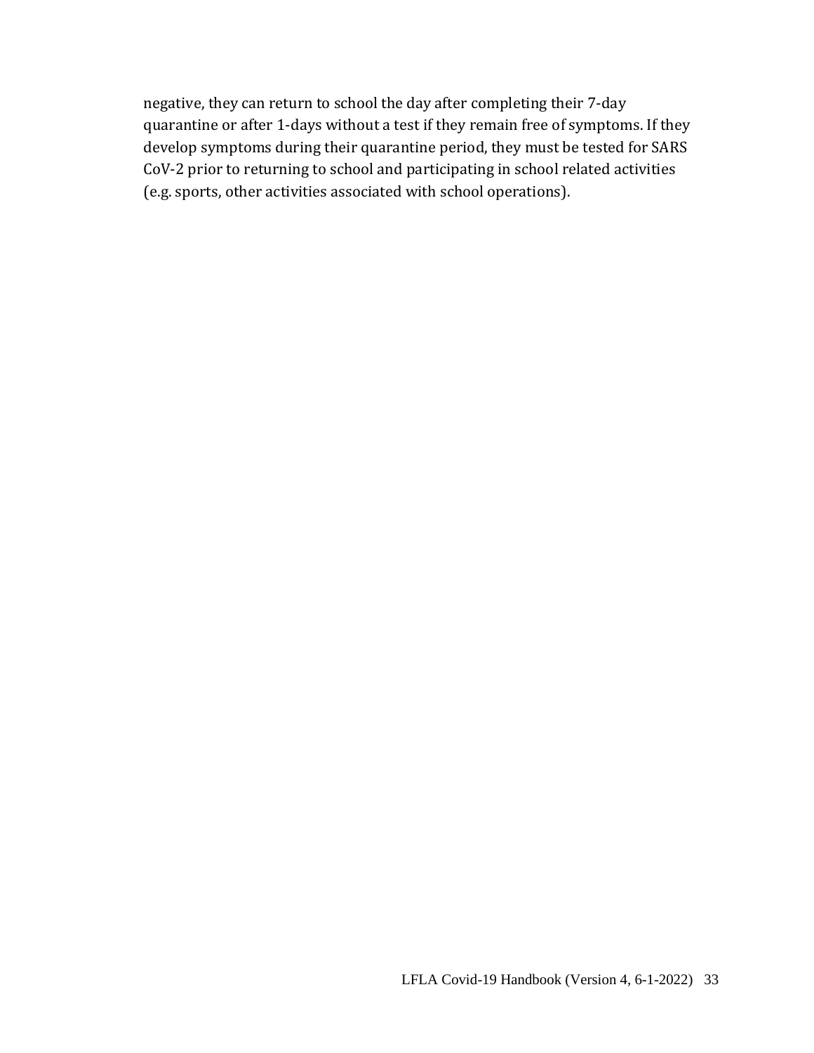negative, they can return to school the day after completing their 7-day quarantine or after 1-days without a test if they remain free of symptoms. If they develop symptoms during their quarantine period, they must be tested for SARS CoV-2 prior to returning to school and participating in school related activities (e.g. sports, other activities associated with school operations).